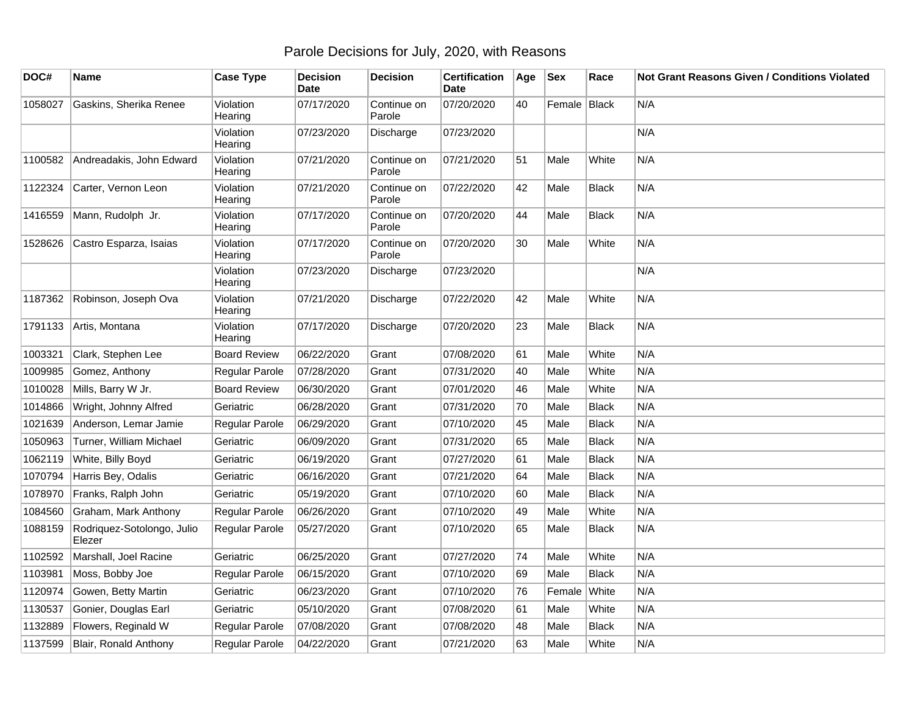# Parole Decisions for July, 2020, with Reasons

| DOC# | Name | Case Type | Decision Date | Decision | Certification Date | Age | Sex | Race | Not Grant Reasons Given / Conditions Violated |
|---|---|---|---|---|---|---|---|---|---|
| 1058027 | Gaskins, Sherika Renee | Violation Hearing | 07/17/2020 | Continue on Parole | 07/20/2020 | 40 | Female | Black | N/A |
| | | Violation Hearing | 07/23/2020 | Discharge | 07/23/2020 | | | | N/A |
| 1100582 | Andreadakis, John Edward | Violation Hearing | 07/21/2020 | Continue on Parole | 07/21/2020 | 51 | Male | White | N/A |
| 1122324 | Carter, Vernon Leon | Violation Hearing | 07/21/2020 | Continue on Parole | 07/22/2020 | 42 | Male | Black | N/A |
| 1416559 | Mann, Rudolph Jr. | Violation Hearing | 07/17/2020 | Continue on Parole | 07/20/2020 | 44 | Male | Black | N/A |
| 1528626 | Castro Esparza, Isaias | Violation Hearing | 07/17/2020 | Continue on Parole | 07/20/2020 | 30 | Male | White | N/A |
| | | Violation Hearing | 07/23/2020 | Discharge | 07/23/2020 | | | | N/A |
| 1187362 | Robinson, Joseph Ova | Violation Hearing | 07/21/2020 | Discharge | 07/22/2020 | 42 | Male | White | N/A |
| 1791133 | Artis, Montana | Violation Hearing | 07/17/2020 | Discharge | 07/20/2020 | 23 | Male | Black | N/A |
| 1003321 | Clark, Stephen Lee | Board Review | 06/22/2020 | Grant | 07/08/2020 | 61 | Male | White | N/A |
| 1009985 | Gomez, Anthony | Regular Parole | 07/28/2020 | Grant | 07/31/2020 | 40 | Male | White | N/A |
| 1010028 | Mills, Barry W Jr. | Board Review | 06/30/2020 | Grant | 07/01/2020 | 46 | Male | White | N/A |
| 1014866 | Wright, Johnny Alfred | Geriatric | 06/28/2020 | Grant | 07/31/2020 | 70 | Male | Black | N/A |
| 1021639 | Anderson, Lemar Jamie | Regular Parole | 06/29/2020 | Grant | 07/10/2020 | 45 | Male | Black | N/A |
| 1050963 | Turner, William Michael | Geriatric | 06/09/2020 | Grant | 07/31/2020 | 65 | Male | Black | N/A |
| 1062119 | White, Billy Boyd | Geriatric | 06/19/2020 | Grant | 07/27/2020 | 61 | Male | Black | N/A |
| 1070794 | Harris Bey, Odalis | Geriatric | 06/16/2020 | Grant | 07/21/2020 | 64 | Male | Black | N/A |
| 1078970 | Franks, Ralph John | Geriatric | 05/19/2020 | Grant | 07/10/2020 | 60 | Male | Black | N/A |
| 1084560 | Graham, Mark Anthony | Regular Parole | 06/26/2020 | Grant | 07/10/2020 | 49 | Male | White | N/A |
| 1088159 | Rodriquez-Sotolongo, Julio Elezer | Regular Parole | 05/27/2020 | Grant | 07/10/2020 | 65 | Male | Black | N/A |
| 1102592 | Marshall, Joel Racine | Geriatric | 06/25/2020 | Grant | 07/27/2020 | 74 | Male | White | N/A |
| 1103981 | Moss, Bobby Joe | Regular Parole | 06/15/2020 | Grant | 07/10/2020 | 69 | Male | Black | N/A |
| 1120974 | Gowen, Betty Martin | Geriatric | 06/23/2020 | Grant | 07/10/2020 | 76 | Female | White | N/A |
| 1130537 | Gonier, Douglas Earl | Geriatric | 05/10/2020 | Grant | 07/08/2020 | 61 | Male | White | N/A |
| 1132889 | Flowers, Reginald W | Regular Parole | 07/08/2020 | Grant | 07/08/2020 | 48 | Male | Black | N/A |
| 1137599 | Blair, Ronald Anthony | Regular Parole | 04/22/2020 | Grant | 07/21/2020 | 63 | Male | White | N/A |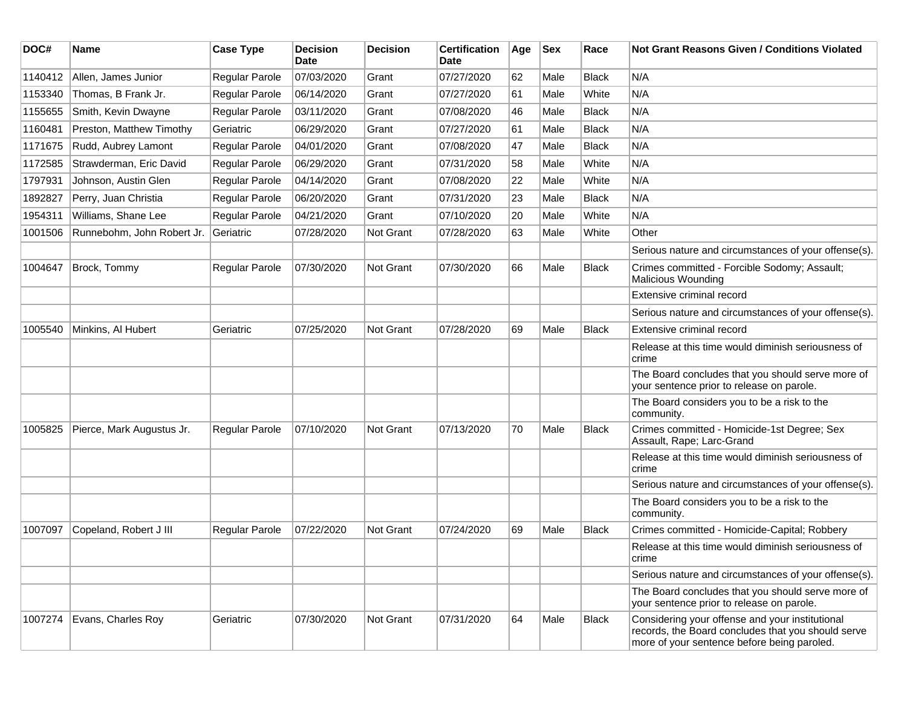| DOC# | Name | Case Type | Decision Date | Decision | Certification Date | Age | Sex | Race | Not Grant Reasons Given / Conditions Violated |
|---|---|---|---|---|---|---|---|---|---|
| 1140412 | Allen, James Junior | Regular Parole | 07/03/2020 | Grant | 07/27/2020 | 62 | Male | Black | N/A |
| 1153340 | Thomas, B Frank Jr. | Regular Parole | 06/14/2020 | Grant | 07/27/2020 | 61 | Male | White | N/A |
| 1155655 | Smith, Kevin Dwayne | Regular Parole | 03/11/2020 | Grant | 07/08/2020 | 46 | Male | Black | N/A |
| 1160481 | Preston, Matthew Timothy | Geriatric | 06/29/2020 | Grant | 07/27/2020 | 61 | Male | Black | N/A |
| 1171675 | Rudd, Aubrey Lamont | Regular Parole | 04/01/2020 | Grant | 07/08/2020 | 47 | Male | Black | N/A |
| 1172585 | Strawderman, Eric David | Regular Parole | 06/29/2020 | Grant | 07/31/2020 | 58 | Male | White | N/A |
| 1797931 | Johnson, Austin Glen | Regular Parole | 04/14/2020 | Grant | 07/08/2020 | 22 | Male | White | N/A |
| 1892827 | Perry, Juan Christia | Regular Parole | 06/20/2020 | Grant | 07/31/2020 | 23 | Male | Black | N/A |
| 1954311 | Williams, Shane Lee | Regular Parole | 04/21/2020 | Grant | 07/10/2020 | 20 | Male | White | N/A |
| 1001506 | Runnebohm, John Robert Jr. | Geriatric | 07/28/2020 | Not Grant | 07/28/2020 | 63 | Male | White | Other |
| | | | | | | | | | Serious nature and circumstances of your offense(s). |
| 1004647 | Brock, Tommy | Regular Parole | 07/30/2020 | Not Grant | 07/30/2020 | 66 | Male | Black | Crimes committed - Forcible Sodomy; Assault; Malicious Wounding |
| | | | | | | | | | Extensive criminal record |
| | | | | | | | | | Serious nature and circumstances of your offense(s). |
| 1005540 | Minkins, Al Hubert | Geriatric | 07/25/2020 | Not Grant | 07/28/2020 | 69 | Male | Black | Extensive criminal record |
| | | | | | | | | | Release at this time would diminish seriousness of crime |
| | | | | | | | | | The Board concludes that you should serve more of your sentence prior to release on parole. |
| | | | | | | | | | The Board considers you to be a risk to the community. |
| 1005825 | Pierce, Mark Augustus Jr. | Regular Parole | 07/10/2020 | Not Grant | 07/13/2020 | 70 | Male | Black | Crimes committed - Homicide-1st Degree; Sex Assault, Rape; Larc-Grand |
| | | | | | | | | | Release at this time would diminish seriousness of crime |
| | | | | | | | | | Serious nature and circumstances of your offense(s). |
| | | | | | | | | | The Board considers you to be a risk to the community. |
| 1007097 | Copeland, Robert J III | Regular Parole | 07/22/2020 | Not Grant | 07/24/2020 | 69 | Male | Black | Crimes committed - Homicide-Capital; Robbery |
| | | | | | | | | | Release at this time would diminish seriousness of crime |
| | | | | | | | | | Serious nature and circumstances of your offense(s). |
| | | | | | | | | | The Board concludes that you should serve more of your sentence prior to release on parole. |
| 1007274 | Evans, Charles Roy | Geriatric | 07/30/2020 | Not Grant | 07/31/2020 | 64 | Male | Black | Considering your offense and your institutional records, the Board concludes that you should serve more of your sentence before being paroled. |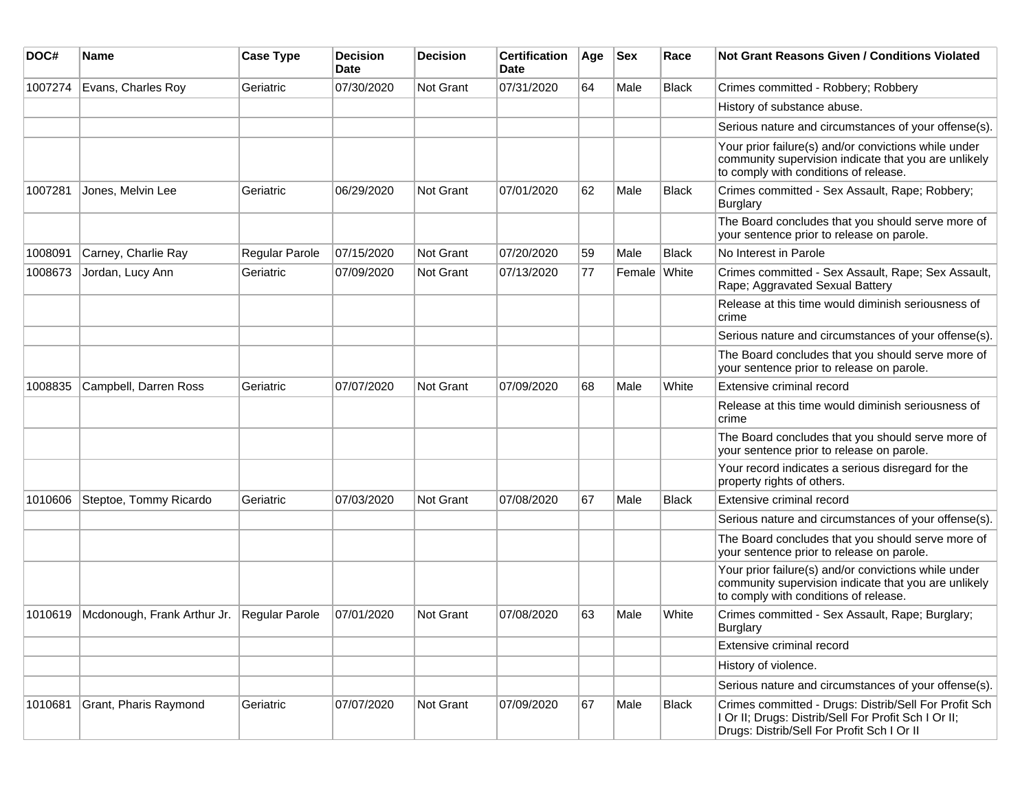| DOC# | Name | Case Type | Decision Date | Decision | Certification Date | Age | Sex | Race | Not Grant Reasons Given / Conditions Violated |
| --- | --- | --- | --- | --- | --- | --- | --- | --- | --- |
| 1007274 | Evans, Charles Roy | Geriatric | 07/30/2020 | Not Grant | 07/31/2020 | 64 | Male | Black | Crimes committed - Robbery; Robbery |
| | | | | | | | | | History of substance abuse. |
| | | | | | | | | | Serious nature and circumstances of your offense(s). |
| | | | | | | | | | Your prior failure(s) and/or convictions while under community supervision indicate that you are unlikely to comply with conditions of release. |
| 1007281 | Jones, Melvin Lee | Geriatric | 06/29/2020 | Not Grant | 07/01/2020 | 62 | Male | Black | Crimes committed - Sex Assault, Rape; Robbery; Burglary |
| | | | | | | | | | The Board concludes that you should serve more of your sentence prior to release on parole. |
| 1008091 | Carney, Charlie Ray | Regular Parole | 07/15/2020 | Not Grant | 07/20/2020 | 59 | Male | Black | No Interest in Parole |
| 1008673 | Jordan, Lucy Ann | Geriatric | 07/09/2020 | Not Grant | 07/13/2020 | 77 | Female | White | Crimes committed - Sex Assault, Rape; Sex Assault, Rape; Aggravated Sexual Battery |
| | | | | | | | | | Release at this time would diminish seriousness of crime |
| | | | | | | | | | Serious nature and circumstances of your offense(s). |
| | | | | | | | | | The Board concludes that you should serve more of your sentence prior to release on parole. |
| 1008835 | Campbell, Darren Ross | Geriatric | 07/07/2020 | Not Grant | 07/09/2020 | 68 | Male | White | Extensive criminal record |
| | | | | | | | | | Release at this time would diminish seriousness of crime |
| | | | | | | | | | The Board concludes that you should serve more of your sentence prior to release on parole. |
| | | | | | | | | | Your record indicates a serious disregard for the property rights of others. |
| 1010606 | Steptoe, Tommy Ricardo | Geriatric | 07/03/2020 | Not Grant | 07/08/2020 | 67 | Male | Black | Extensive criminal record |
| | | | | | | | | | Serious nature and circumstances of your offense(s). |
| | | | | | | | | | The Board concludes that you should serve more of your sentence prior to release on parole. |
| | | | | | | | | | Your prior failure(s) and/or convictions while under community supervision indicate that you are unlikely to comply with conditions of release. |
| 1010619 | Mcdonough, Frank Arthur Jr. | Regular Parole | 07/01/2020 | Not Grant | 07/08/2020 | 63 | Male | White | Crimes committed - Sex Assault, Rape; Burglary; Burglary |
| | | | | | | | | | Extensive criminal record |
| | | | | | | | | | History of violence. |
| | | | | | | | | | Serious nature and circumstances of your offense(s). |
| 1010681 | Grant, Pharis Raymond | Geriatric | 07/07/2020 | Not Grant | 07/09/2020 | 67 | Male | Black | Crimes committed - Drugs: Distrib/Sell For Profit Sch I Or II; Drugs: Distrib/Sell For Profit Sch I Or II; Drugs: Distrib/Sell For Profit Sch I Or II |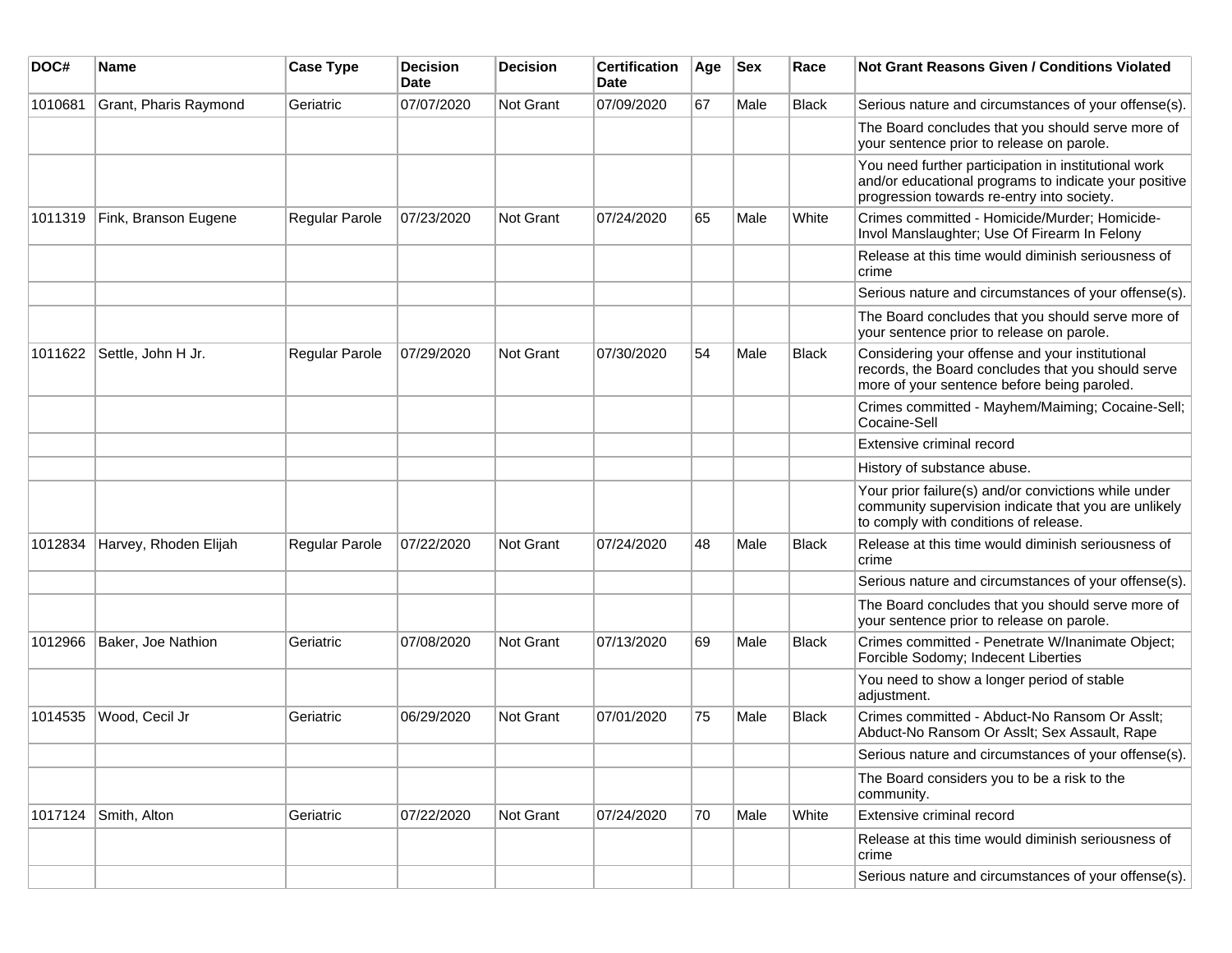| DOC# | Name | Case Type | Decision Date | Decision | Certification Date | Age | Sex | Race | Not Grant Reasons Given / Conditions Violated |
|---|---|---|---|---|---|---|---|---|---|
| 1010681 | Grant, Pharis Raymond | Geriatric | 07/07/2020 | Not Grant | 07/09/2020 | 67 | Male | Black | Serious nature and circumstances of your offense(s). |
| | | | | | | | | | The Board concludes that you should serve more of your sentence prior to release on parole. |
| | | | | | | | | | You need further participation in institutional work and/or educational programs to indicate your positive progression towards re-entry into society. |
| 1011319 | Fink, Branson Eugene | Regular Parole | 07/23/2020 | Not Grant | 07/24/2020 | 65 | Male | White | Crimes committed - Homicide/Murder; Homicide-Invol Manslaughter; Use Of Firearm In Felony |
| | | | | | | | | | Release at this time would diminish seriousness of crime |
| | | | | | | | | | Serious nature and circumstances of your offense(s). |
| | | | | | | | | | The Board concludes that you should serve more of your sentence prior to release on parole. |
| 1011622 | Settle, John H Jr. | Regular Parole | 07/29/2020 | Not Grant | 07/30/2020 | 54 | Male | Black | Considering your offense and your institutional records, the Board concludes that you should serve more of your sentence before being paroled. |
| | | | | | | | | | Crimes committed - Mayhem/Maiming; Cocaine-Sell; Cocaine-Sell |
| | | | | | | | | | Extensive criminal record |
| | | | | | | | | | History of substance abuse. |
| | | | | | | | | | Your prior failure(s) and/or convictions while under community supervision indicate that you are unlikely to comply with conditions of release. |
| 1012834 | Harvey, Rhoden Elijah | Regular Parole | 07/22/2020 | Not Grant | 07/24/2020 | 48 | Male | Black | Release at this time would diminish seriousness of crime |
| | | | | | | | | | Serious nature and circumstances of your offense(s). |
| | | | | | | | | | The Board concludes that you should serve more of your sentence prior to release on parole. |
| 1012966 | Baker, Joe Nathion | Geriatric | 07/08/2020 | Not Grant | 07/13/2020 | 69 | Male | Black | Crimes committed - Penetrate W/Inanimate Object; Forcible Sodomy; Indecent Liberties |
| | | | | | | | | | You need to show a longer period of stable adjustment. |
| 1014535 | Wood, Cecil Jr | Geriatric | 06/29/2020 | Not Grant | 07/01/2020 | 75 | Male | Black | Crimes committed - Abduct-No Ransom Or Asslt; Abduct-No Ransom Or Asslt; Sex Assault, Rape |
| | | | | | | | | | Serious nature and circumstances of your offense(s). |
| | | | | | | | | | The Board considers you to be a risk to the community. |
| 1017124 | Smith, Alton | Geriatric | 07/22/2020 | Not Grant | 07/24/2020 | 70 | Male | White | Extensive criminal record |
| | | | | | | | | | Release at this time would diminish seriousness of crime |
| | | | | | | | | | Serious nature and circumstances of your offense(s). |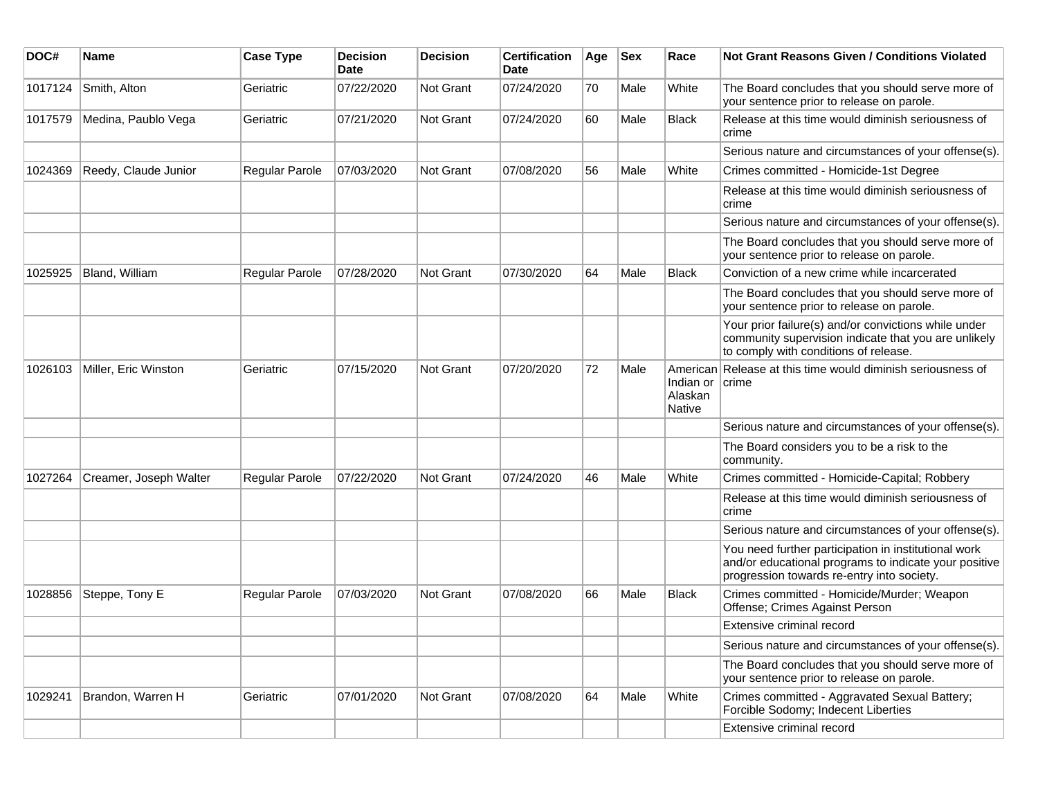| DOC# | Name | Case Type | Decision Date | Decision | Certification Date | Age | Sex | Race | Not Grant Reasons Given / Conditions Violated |
|---|---|---|---|---|---|---|---|---|---|
| 1017124 | Smith, Alton | Geriatric | 07/22/2020 | Not Grant | 07/24/2020 | 70 | Male | White | The Board concludes that you should serve more of your sentence prior to release on parole. |
| 1017579 | Medina, Paublo Vega | Geriatric | 07/21/2020 | Not Grant | 07/24/2020 | 60 | Male | Black | Release at this time would diminish seriousness of crime |
| | | | | | | | | | Serious nature and circumstances of your offense(s). |
| 1024369 | Reedy, Claude Junior | Regular Parole | 07/03/2020 | Not Grant | 07/08/2020 | 56 | Male | White | Crimes committed - Homicide-1st Degree |
| | | | | | | | | | Release at this time would diminish seriousness of crime |
| | | | | | | | | | Serious nature and circumstances of your offense(s). |
| | | | | | | | | | The Board concludes that you should serve more of your sentence prior to release on parole. |
| 1025925 | Bland, William | Regular Parole | 07/28/2020 | Not Grant | 07/30/2020 | 64 | Male | Black | Conviction of a new crime while incarcerated |
| | | | | | | | | | The Board concludes that you should serve more of your sentence prior to release on parole. |
| | | | | | | | | | Your prior failure(s) and/or convictions while under community supervision indicate that you are unlikely to comply with conditions of release. |
| 1026103 | Miller, Eric Winston | Geriatric | 07/15/2020 | Not Grant | 07/20/2020 | 72 | Male | American Indian or Alaskan Native | Release at this time would diminish seriousness of crime |
| | | | | | | | | | Serious nature and circumstances of your offense(s). |
| | | | | | | | | | The Board considers you to be a risk to the community. |
| 1027264 | Creamer, Joseph Walter | Regular Parole | 07/22/2020 | Not Grant | 07/24/2020 | 46 | Male | White | Crimes committed - Homicide-Capital; Robbery |
| | | | | | | | | | Release at this time would diminish seriousness of crime |
| | | | | | | | | | Serious nature and circumstances of your offense(s). |
| | | | | | | | | | You need further participation in institutional work and/or educational programs to indicate your positive progression towards re-entry into society. |
| 1028856 | Steppe, Tony E | Regular Parole | 07/03/2020 | Not Grant | 07/08/2020 | 66 | Male | Black | Crimes committed - Homicide/Murder; Weapon Offense; Crimes Against Person |
| | | | | | | | | | Extensive criminal record |
| | | | | | | | | | Serious nature and circumstances of your offense(s). |
| | | | | | | | | | The Board concludes that you should serve more of your sentence prior to release on parole. |
| 1029241 | Brandon, Warren H | Geriatric | 07/01/2020 | Not Grant | 07/08/2020 | 64 | Male | White | Crimes committed - Aggravated Sexual Battery; Forcible Sodomy; Indecent Liberties |
| | | | | | | | | | Extensive criminal record |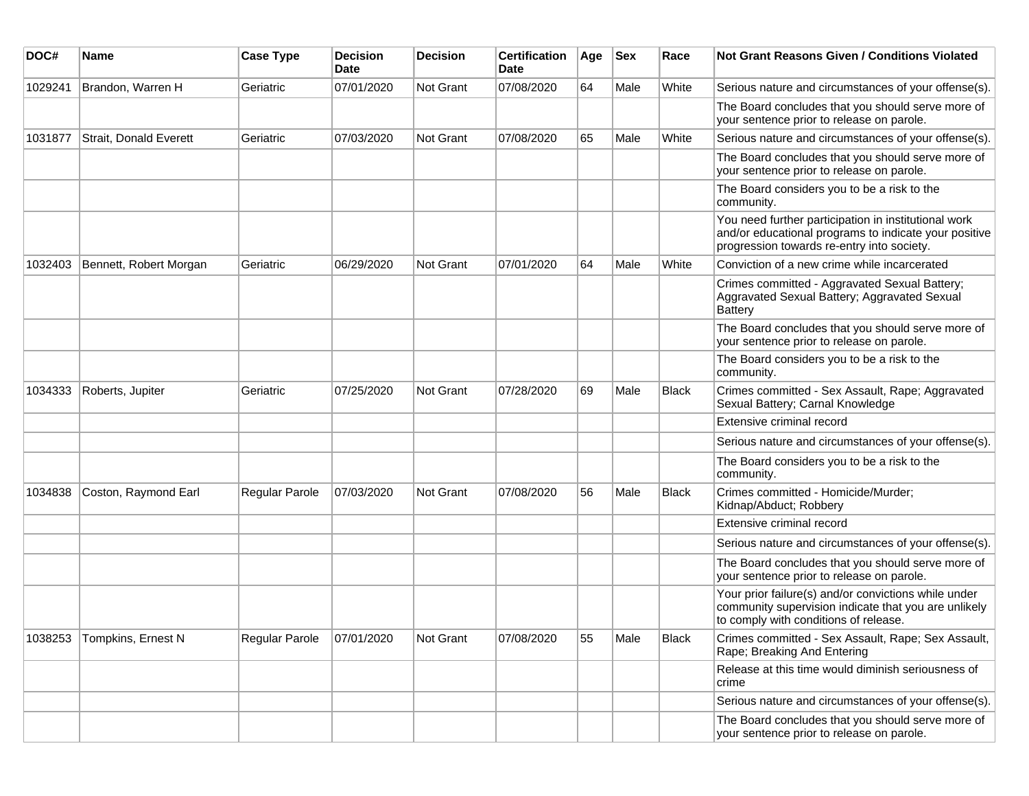| DOC# | Name | Case Type | Decision Date | Decision | Certification Date | Age | Sex | Race | Not Grant Reasons Given / Conditions Violated |
|---|---|---|---|---|---|---|---|---|---|
| 1029241 | Brandon, Warren H | Geriatric | 07/01/2020 | Not Grant | 07/08/2020 | 64 | Male | White | Serious nature and circumstances of your offense(s). |
| | | | | | | | | | The Board concludes that you should serve more of your sentence prior to release on parole. |
| 1031877 | Strait, Donald Everett | Geriatric | 07/03/2020 | Not Grant | 07/08/2020 | 65 | Male | White | Serious nature and circumstances of your offense(s). |
| | | | | | | | | | The Board concludes that you should serve more of your sentence prior to release on parole. |
| | | | | | | | | | The Board considers you to be a risk to the community. |
| | | | | | | | | | You need further participation in institutional work and/or educational programs to indicate your positive progression towards re-entry into society. |
| 1032403 | Bennett, Robert Morgan | Geriatric | 06/29/2020 | Not Grant | 07/01/2020 | 64 | Male | White | Conviction of a new crime while incarcerated |
| | | | | | | | | | Crimes committed - Aggravated Sexual Battery; Aggravated Sexual Battery; Aggravated Sexual Battery |
| | | | | | | | | | The Board concludes that you should serve more of your sentence prior to release on parole. |
| | | | | | | | | | The Board considers you to be a risk to the community. |
| 1034333 | Roberts, Jupiter | Geriatric | 07/25/2020 | Not Grant | 07/28/2020 | 69 | Male | Black | Crimes committed - Sex Assault, Rape; Aggravated Sexual Battery; Carnal Knowledge |
| | | | | | | | | | Extensive criminal record |
| | | | | | | | | | Serious nature and circumstances of your offense(s). |
| | | | | | | | | | The Board considers you to be a risk to the community. |
| 1034838 | Coston, Raymond Earl | Regular Parole | 07/03/2020 | Not Grant | 07/08/2020 | 56 | Male | Black | Crimes committed - Homicide/Murder; Kidnap/Abduct; Robbery |
| | | | | | | | | | Extensive criminal record |
| | | | | | | | | | Serious nature and circumstances of your offense(s). |
| | | | | | | | | | The Board concludes that you should serve more of your sentence prior to release on parole. |
| | | | | | | | | | Your prior failure(s) and/or convictions while under community supervision indicate that you are unlikely to comply with conditions of release. |
| 1038253 | Tompkins, Ernest N | Regular Parole | 07/01/2020 | Not Grant | 07/08/2020 | 55 | Male | Black | Crimes committed - Sex Assault, Rape; Sex Assault, Rape; Breaking And Entering |
| | | | | | | | | | Release at this time would diminish seriousness of crime |
| | | | | | | | | | Serious nature and circumstances of your offense(s). |
| | | | | | | | | | The Board concludes that you should serve more of your sentence prior to release on parole. |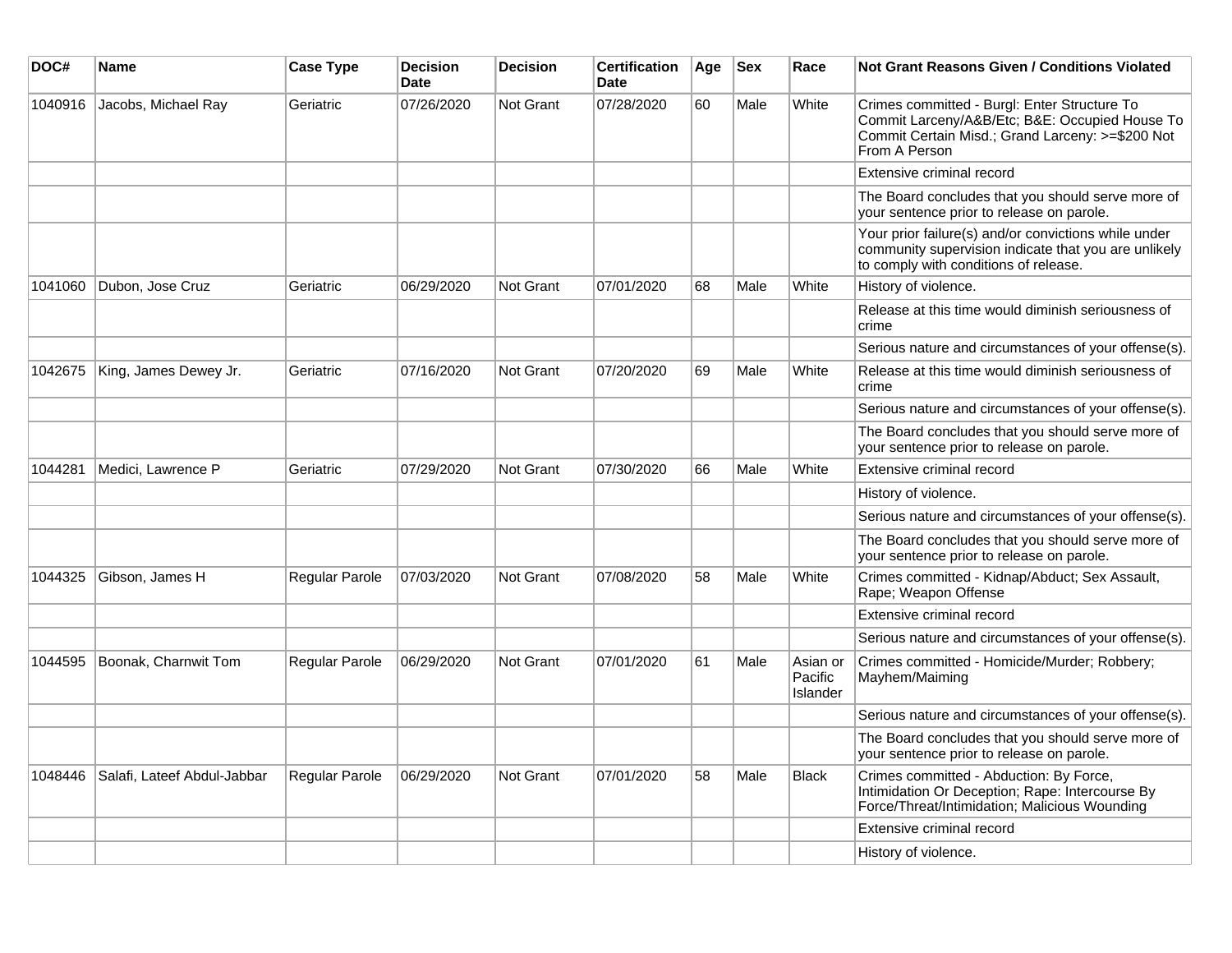| DOC# | Name | Case Type | Decision Date | Decision | Certification Date | Age | Sex | Race | Not Grant Reasons Given / Conditions Violated |
| --- | --- | --- | --- | --- | --- | --- | --- | --- | --- |
| 1040916 | Jacobs, Michael Ray | Geriatric | 07/26/2020 | Not Grant | 07/28/2020 | 60 | Male | White | Crimes committed - Burgl: Enter Structure To Commit Larceny/A&B/Etc; B&E: Occupied House To Commit Certain Misd.; Grand Larceny: >=$200 Not From A Person |
| | | | | | | | | | Extensive criminal record |
| | | | | | | | | | The Board concludes that you should serve more of your sentence prior to release on parole. |
| | | | | | | | | | Your prior failure(s) and/or convictions while under community supervision indicate that you are unlikely to comply with conditions of release. |
| 1041060 | Dubon, Jose Cruz | Geriatric | 06/29/2020 | Not Grant | 07/01/2020 | 68 | Male | White | History of violence. |
| | | | | | | | | | Release at this time would diminish seriousness of crime |
| | | | | | | | | | Serious nature and circumstances of your offense(s). |
| 1042675 | King, James Dewey Jr. | Geriatric | 07/16/2020 | Not Grant | 07/20/2020 | 69 | Male | White | Release at this time would diminish seriousness of crime |
| | | | | | | | | | Serious nature and circumstances of your offense(s). |
| | | | | | | | | | The Board concludes that you should serve more of your sentence prior to release on parole. |
| 1044281 | Medici, Lawrence P | Geriatric | 07/29/2020 | Not Grant | 07/30/2020 | 66 | Male | White | Extensive criminal record |
| | | | | | | | | | History of violence. |
| | | | | | | | | | Serious nature and circumstances of your offense(s). |
| | | | | | | | | | The Board concludes that you should serve more of your sentence prior to release on parole. |
| 1044325 | Gibson, James H | Regular Parole | 07/03/2020 | Not Grant | 07/08/2020 | 58 | Male | White | Crimes committed - Kidnap/Abduct; Sex Assault, Rape; Weapon Offense |
| | | | | | | | | | Extensive criminal record |
| | | | | | | | | | Serious nature and circumstances of your offense(s). |
| 1044595 | Boonak, Charnwit Tom | Regular Parole | 06/29/2020 | Not Grant | 07/01/2020 | 61 | Male | Asian or Pacific Islander | Crimes committed - Homicide/Murder; Robbery; Mayhem/Maiming |
| | | | | | | | | | Serious nature and circumstances of your offense(s). |
| | | | | | | | | | The Board concludes that you should serve more of your sentence prior to release on parole. |
| 1048446 | Salafi, Lateef Abdul-Jabbar | Regular Parole | 06/29/2020 | Not Grant | 07/01/2020 | 58 | Male | Black | Crimes committed - Abduction: By Force, Intimidation Or Deception; Rape: Intercourse By Force/Threat/Intimidation; Malicious Wounding |
| | | | | | | | | | Extensive criminal record |
| | | | | | | | | | History of violence. |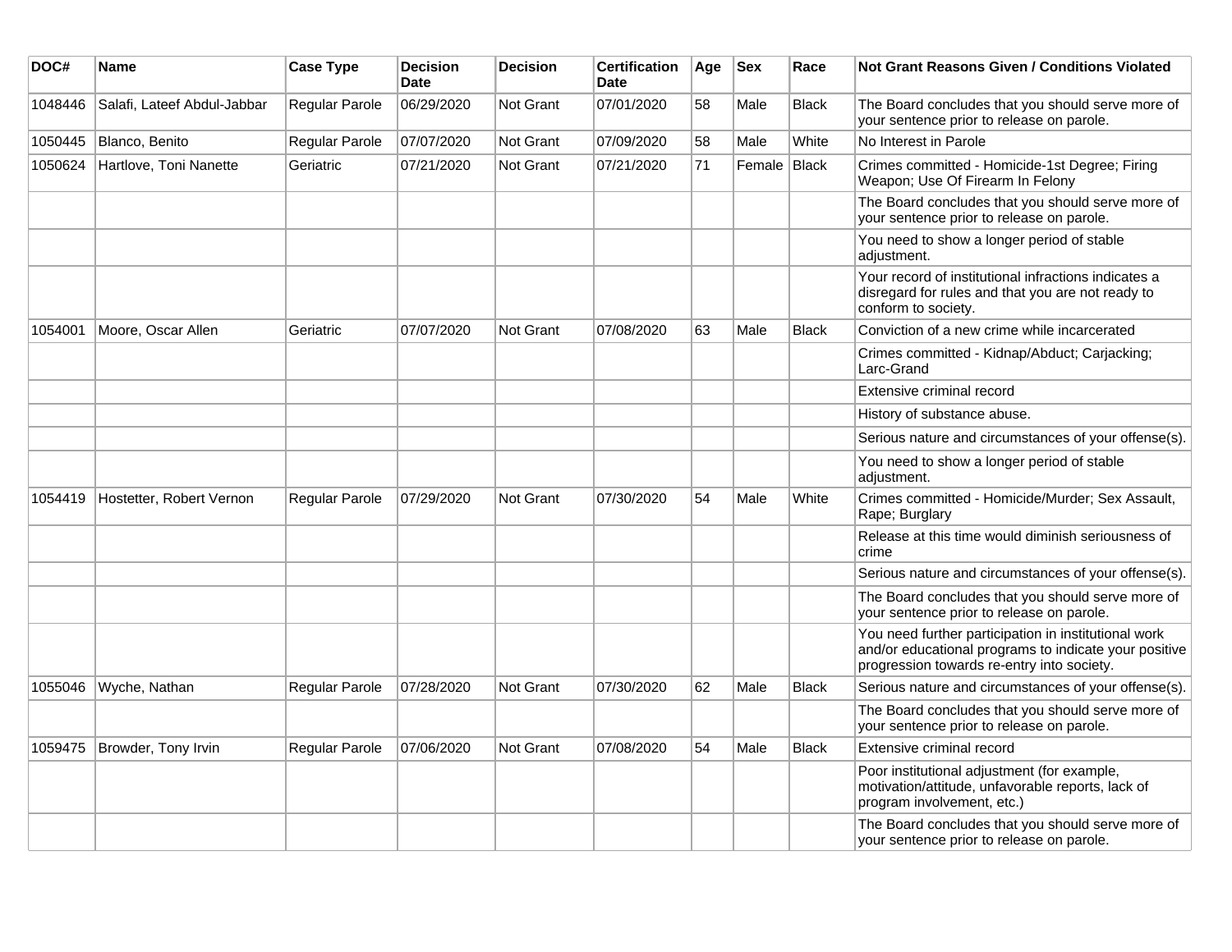| DOC# | Name | Case Type | Decision Date | Decision | Certification Date | Age | Sex | Race | Not Grant Reasons Given / Conditions Violated |
|---|---|---|---|---|---|---|---|---|---|
| 1048446 | Salafi, Lateef Abdul-Jabbar | Regular Parole | 06/29/2020 | Not Grant | 07/01/2020 | 58 | Male | Black | The Board concludes that you should serve more of your sentence prior to release on parole. |
| 1050445 | Blanco, Benito | Regular Parole | 07/07/2020 | Not Grant | 07/09/2020 | 58 | Male | White | No Interest in Parole |
| 1050624 | Hartlove, Toni Nanette | Geriatric | 07/21/2020 | Not Grant | 07/21/2020 | 71 | Female | Black | Crimes committed - Homicide-1st Degree; Firing Weapon; Use Of Firearm In Felony |
| | | | | | | | | | The Board concludes that you should serve more of your sentence prior to release on parole. |
| | | | | | | | | | You need to show a longer period of stable adjustment. |
| | | | | | | | | | Your record of institutional infractions indicates a disregard for rules and that you are not ready to conform to society. |
| 1054001 | Moore, Oscar Allen | Geriatric | 07/07/2020 | Not Grant | 07/08/2020 | 63 | Male | Black | Conviction of a new crime while incarcerated |
| | | | | | | | | | Crimes committed - Kidnap/Abduct; Carjacking; Larc-Grand |
| | | | | | | | | | Extensive criminal record |
| | | | | | | | | | History of substance abuse. |
| | | | | | | | | | Serious nature and circumstances of your offense(s). |
| | | | | | | | | | You need to show a longer period of stable adjustment. |
| 1054419 | Hostetter, Robert Vernon | Regular Parole | 07/29/2020 | Not Grant | 07/30/2020 | 54 | Male | White | Crimes committed - Homicide/Murder; Sex Assault, Rape; Burglary |
| | | | | | | | | | Release at this time would diminish seriousness of crime |
| | | | | | | | | | Serious nature and circumstances of your offense(s). |
| | | | | | | | | | The Board concludes that you should serve more of your sentence prior to release on parole. |
| | | | | | | | | | You need further participation in institutional work and/or educational programs to indicate your positive progression towards re-entry into society. |
| 1055046 | Wyche, Nathan | Regular Parole | 07/28/2020 | Not Grant | 07/30/2020 | 62 | Male | Black | Serious nature and circumstances of your offense(s). |
| | | | | | | | | | The Board concludes that you should serve more of your sentence prior to release on parole. |
| 1059475 | Browder, Tony Irvin | Regular Parole | 07/06/2020 | Not Grant | 07/08/2020 | 54 | Male | Black | Extensive criminal record |
| | | | | | | | | | Poor institutional adjustment (for example, motivation/attitude, unfavorable reports, lack of program involvement, etc.) |
| | | | | | | | | | The Board concludes that you should serve more of your sentence prior to release on parole. |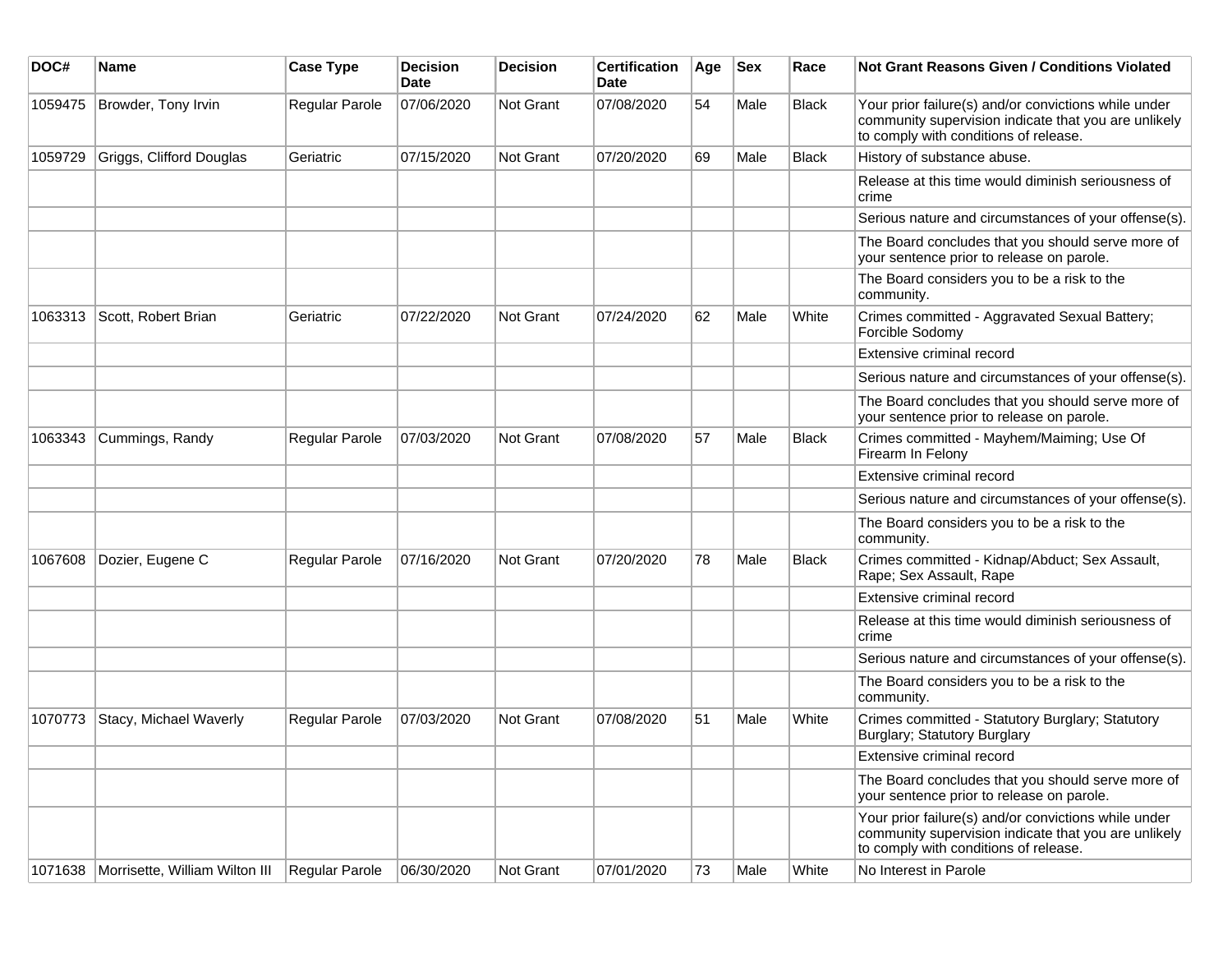| DOC# | Name | Case Type | Decision Date | Decision | Certification Date | Age | Sex | Race | Not Grant Reasons Given / Conditions Violated |
|---|---|---|---|---|---|---|---|---|---|
| 1059475 | Browder, Tony Irvin | Regular Parole | 07/06/2020 | Not Grant | 07/08/2020 | 54 | Male | Black | Your prior failure(s) and/or convictions while under community supervision indicate that you are unlikely to comply with conditions of release. |
| 1059729 | Griggs, Clifford Douglas | Geriatric | 07/15/2020 | Not Grant | 07/20/2020 | 69 | Male | Black | History of substance abuse. |
| | | | | | | | | | Release at this time would diminish seriousness of crime |
| | | | | | | | | | Serious nature and circumstances of your offense(s). |
| | | | | | | | | | The Board concludes that you should serve more of your sentence prior to release on parole. |
| | | | | | | | | | The Board considers you to be a risk to the community. |
| 1063313 | Scott, Robert Brian | Geriatric | 07/22/2020 | Not Grant | 07/24/2020 | 62 | Male | White | Crimes committed - Aggravated Sexual Battery; Forcible Sodomy |
| | | | | | | | | | Extensive criminal record |
| | | | | | | | | | Serious nature and circumstances of your offense(s). |
| | | | | | | | | | The Board concludes that you should serve more of your sentence prior to release on parole. |
| 1063343 | Cummings, Randy | Regular Parole | 07/03/2020 | Not Grant | 07/08/2020 | 57 | Male | Black | Crimes committed - Mayhem/Maiming; Use Of Firearm In Felony |
| | | | | | | | | | Extensive criminal record |
| | | | | | | | | | Serious nature and circumstances of your offense(s). |
| | | | | | | | | | The Board considers you to be a risk to the community. |
| 1067608 | Dozier, Eugene C | Regular Parole | 07/16/2020 | Not Grant | 07/20/2020 | 78 | Male | Black | Crimes committed - Kidnap/Abduct; Sex Assault, Rape; Sex Assault, Rape |
| | | | | | | | | | Extensive criminal record |
| | | | | | | | | | Release at this time would diminish seriousness of crime |
| | | | | | | | | | Serious nature and circumstances of your offense(s). |
| | | | | | | | | | The Board considers you to be a risk to the community. |
| 1070773 | Stacy, Michael Waverly | Regular Parole | 07/03/2020 | Not Grant | 07/08/2020 | 51 | Male | White | Crimes committed - Statutory Burglary; Statutory Burglary; Statutory Burglary |
| | | | | | | | | | Extensive criminal record |
| | | | | | | | | | The Board concludes that you should serve more of your sentence prior to release on parole. |
| | | | | | | | | | Your prior failure(s) and/or convictions while under community supervision indicate that you are unlikely to comply with conditions of release. |
| 1071638 | Morrisette, William Wilton III | Regular Parole | 06/30/2020 | Not Grant | 07/01/2020 | 73 | Male | White | No Interest in Parole |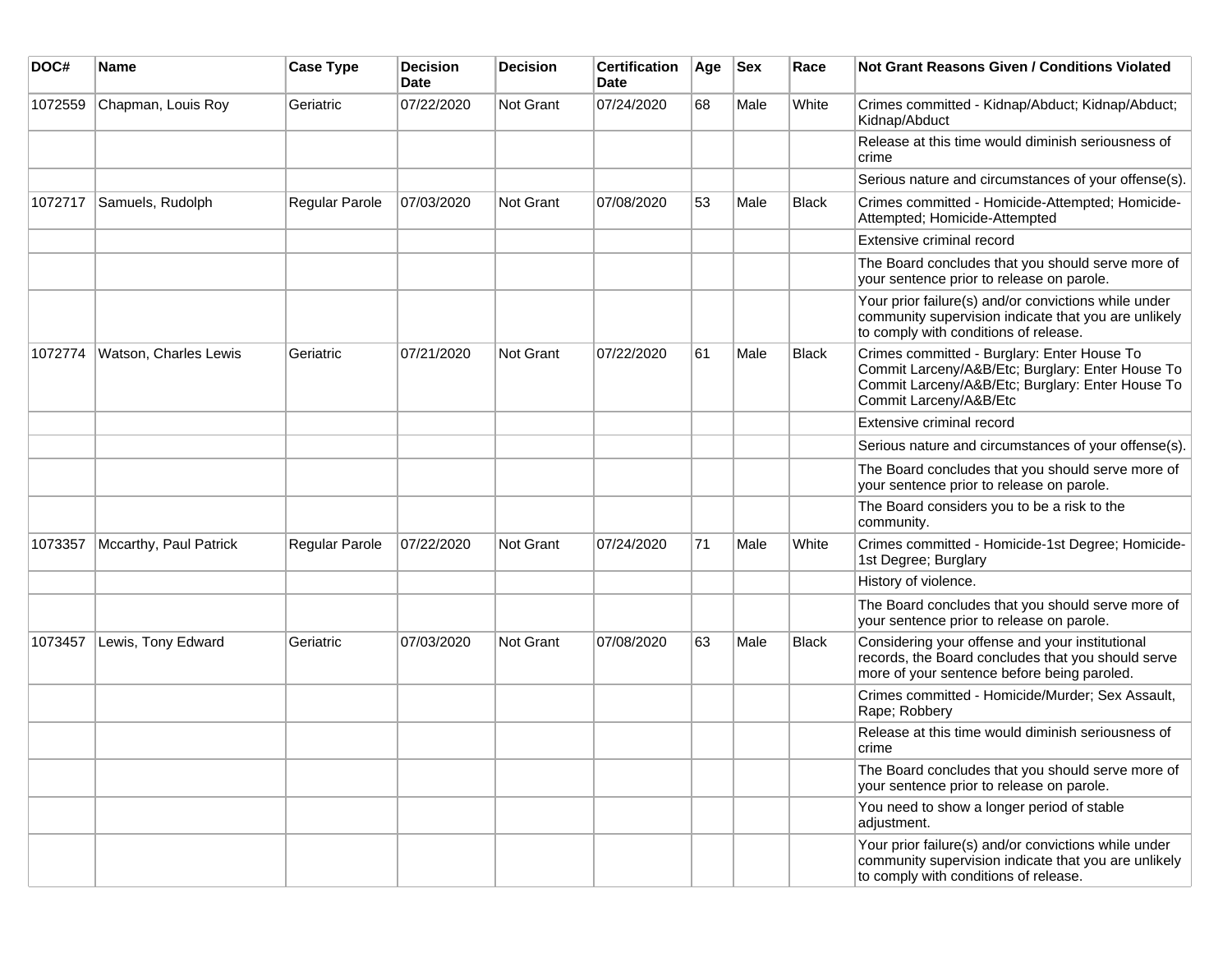| DOC# | Name | Case Type | Decision Date | Decision | Certification Date | Age | Sex | Race | Not Grant Reasons Given / Conditions Violated |
|---|---|---|---|---|---|---|---|---|---|
| 1072559 | Chapman, Louis Roy | Geriatric | 07/22/2020 | Not Grant | 07/24/2020 | 68 | Male | White | Crimes committed - Kidnap/Abduct; Kidnap/Abduct; Kidnap/Abduct |
| | | | | | | | | | Release at this time would diminish seriousness of crime |
| | | | | | | | | | Serious nature and circumstances of your offense(s). |
| 1072717 | Samuels, Rudolph | Regular Parole | 07/03/2020 | Not Grant | 07/08/2020 | 53 | Male | Black | Crimes committed - Homicide-Attempted; Homicide-Attempted; Homicide-Attempted |
| | | | | | | | | | Extensive criminal record |
| | | | | | | | | | The Board concludes that you should serve more of your sentence prior to release on parole. |
| | | | | | | | | | Your prior failure(s) and/or convictions while under community supervision indicate that you are unlikely to comply with conditions of release. |
| 1072774 | Watson, Charles Lewis | Geriatric | 07/21/2020 | Not Grant | 07/22/2020 | 61 | Male | Black | Crimes committed - Burglary: Enter House To Commit Larceny/A&B/Etc; Burglary: Enter House To Commit Larceny/A&B/Etc; Burglary: Enter House To Commit Larceny/A&B/Etc |
| | | | | | | | | | Extensive criminal record |
| | | | | | | | | | Serious nature and circumstances of your offense(s). |
| | | | | | | | | | The Board concludes that you should serve more of your sentence prior to release on parole. |
| | | | | | | | | | The Board considers you to be a risk to the community. |
| 1073357 | Mccarthy, Paul Patrick | Regular Parole | 07/22/2020 | Not Grant | 07/24/2020 | 71 | Male | White | Crimes committed - Homicide-1st Degree; Homicide-1st Degree; Burglary |
| | | | | | | | | | History of violence. |
| | | | | | | | | | The Board concludes that you should serve more of your sentence prior to release on parole. |
| 1073457 | Lewis, Tony Edward | Geriatric | 07/03/2020 | Not Grant | 07/08/2020 | 63 | Male | Black | Considering your offense and your institutional records, the Board concludes that you should serve more of your sentence before being paroled. |
| | | | | | | | | | Crimes committed - Homicide/Murder; Sex Assault, Rape; Robbery |
| | | | | | | | | | Release at this time would diminish seriousness of crime |
| | | | | | | | | | The Board concludes that you should serve more of your sentence prior to release on parole. |
| | | | | | | | | | You need to show a longer period of stable adjustment. |
| | | | | | | | | | Your prior failure(s) and/or convictions while under community supervision indicate that you are unlikely to comply with conditions of release. |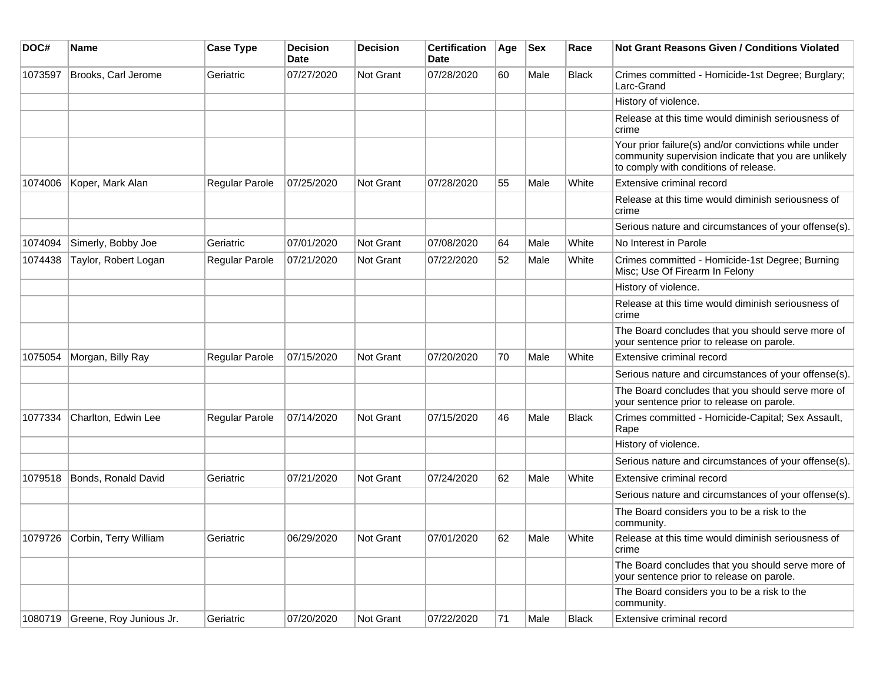| DOC# | Name | Case Type | Decision Date | Decision | Certification Date | Age | Sex | Race | Not Grant Reasons Given / Conditions Violated |
|---|---|---|---|---|---|---|---|---|---|
| 1073597 | Brooks, Carl Jerome | Geriatric | 07/27/2020 | Not Grant | 07/28/2020 | 60 | Male | Black | Crimes committed - Homicide-1st Degree; Burglary; Larc-Grand |
| | | | | | | | | | History of violence. |
| | | | | | | | | | Release at this time would diminish seriousness of crime |
| | | | | | | | | | Your prior failure(s) and/or convictions while under community supervision indicate that you are unlikely to comply with conditions of release. |
| 1074006 | Koper, Mark Alan | Regular Parole | 07/25/2020 | Not Grant | 07/28/2020 | 55 | Male | White | Extensive criminal record |
| | | | | | | | | | Release at this time would diminish seriousness of crime |
| | | | | | | | | | Serious nature and circumstances of your offense(s). |
| 1074094 | Simerly, Bobby Joe | Geriatric | 07/01/2020 | Not Grant | 07/08/2020 | 64 | Male | White | No Interest in Parole |
| 1074438 | Taylor, Robert Logan | Regular Parole | 07/21/2020 | Not Grant | 07/22/2020 | 52 | Male | White | Crimes committed - Homicide-1st Degree; Burning Misc; Use Of Firearm In Felony |
| | | | | | | | | | History of violence. |
| | | | | | | | | | Release at this time would diminish seriousness of crime |
| | | | | | | | | | The Board concludes that you should serve more of your sentence prior to release on parole. |
| 1075054 | Morgan, Billy Ray | Regular Parole | 07/15/2020 | Not Grant | 07/20/2020 | 70 | Male | White | Extensive criminal record |
| | | | | | | | | | Serious nature and circumstances of your offense(s). |
| | | | | | | | | | The Board concludes that you should serve more of your sentence prior to release on parole. |
| 1077334 | Charlton, Edwin Lee | Regular Parole | 07/14/2020 | Not Grant | 07/15/2020 | 46 | Male | Black | Crimes committed - Homicide-Capital; Sex Assault, Rape |
| | | | | | | | | | History of violence. |
| | | | | | | | | | Serious nature and circumstances of your offense(s). |
| 1079518 | Bonds, Ronald David | Geriatric | 07/21/2020 | Not Grant | 07/24/2020 | 62 | Male | White | Extensive criminal record |
| | | | | | | | | | Serious nature and circumstances of your offense(s). |
| | | | | | | | | | The Board considers you to be a risk to the community. |
| 1079726 | Corbin, Terry William | Geriatric | 06/29/2020 | Not Grant | 07/01/2020 | 62 | Male | White | Release at this time would diminish seriousness of crime |
| | | | | | | | | | The Board concludes that you should serve more of your sentence prior to release on parole. |
| | | | | | | | | | The Board considers you to be a risk to the community. |
| 1080719 | Greene, Roy Junious Jr. | Geriatric | 07/20/2020 | Not Grant | 07/22/2020 | 71 | Male | Black | Extensive criminal record |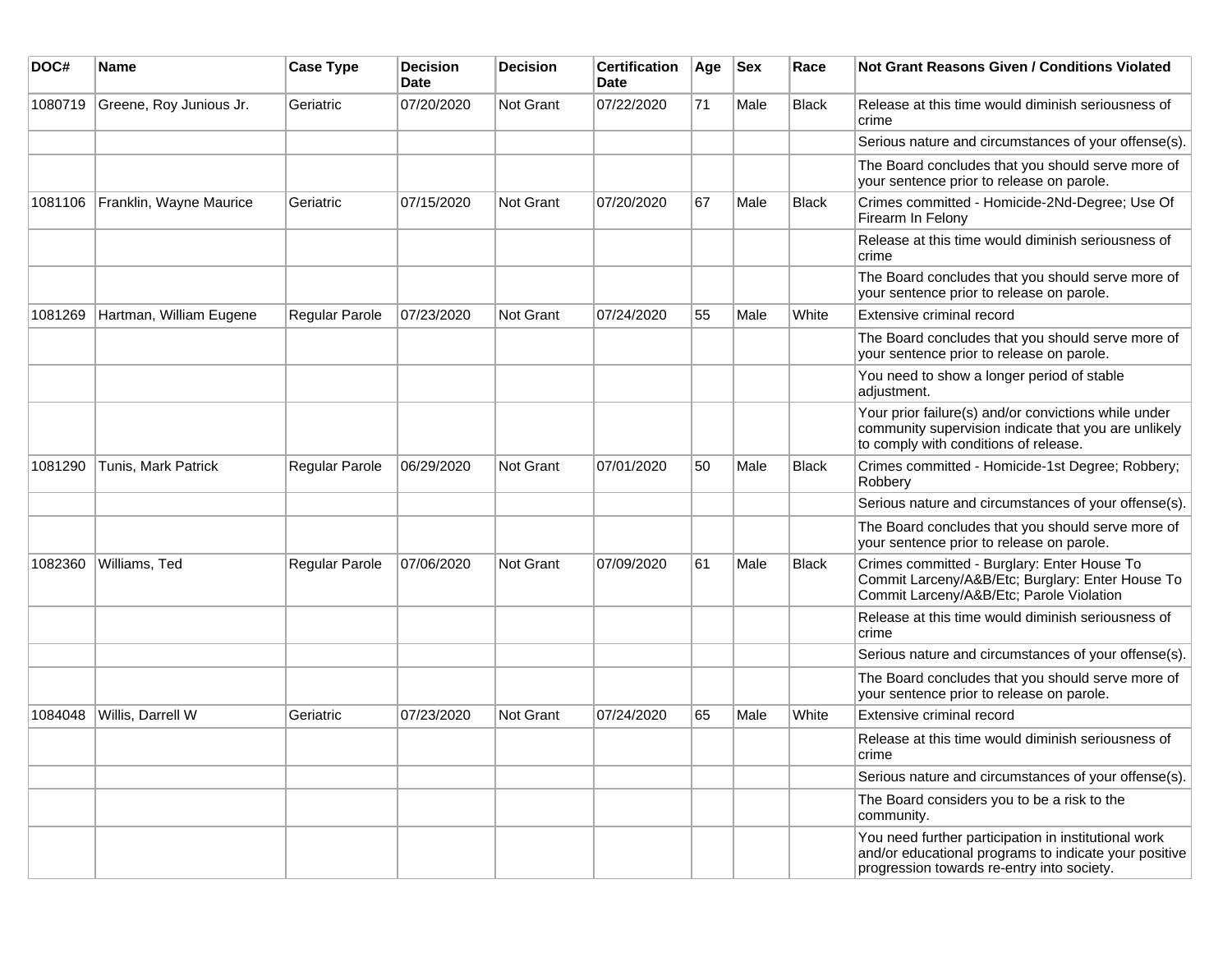| DOC# | Name | Case Type | Decision Date | Decision | Certification Date | Age | Sex | Race | Not Grant Reasons Given / Conditions Violated |
| --- | --- | --- | --- | --- | --- | --- | --- | --- | --- |
| 1080719 | Greene, Roy Junious Jr. | Geriatric | 07/20/2020 | Not Grant | 07/22/2020 | 71 | Male | Black | Release at this time would diminish seriousness of crime |
| | | | | | | | | | Serious nature and circumstances of your offense(s). |
| | | | | | | | | | The Board concludes that you should serve more of your sentence prior to release on parole. |
| 1081106 | Franklin, Wayne Maurice | Geriatric | 07/15/2020 | Not Grant | 07/20/2020 | 67 | Male | Black | Crimes committed - Homicide-2Nd-Degree; Use Of Firearm In Felony |
| | | | | | | | | | Release at this time would diminish seriousness of crime |
| | | | | | | | | | The Board concludes that you should serve more of your sentence prior to release on parole. |
| 1081269 | Hartman, William Eugene | Regular Parole | 07/23/2020 | Not Grant | 07/24/2020 | 55 | Male | White | Extensive criminal record |
| | | | | | | | | | The Board concludes that you should serve more of your sentence prior to release on parole. |
| | | | | | | | | | You need to show a longer period of stable adjustment. |
| | | | | | | | | | Your prior failure(s) and/or convictions while under community supervision indicate that you are unlikely to comply with conditions of release. |
| 1081290 | Tunis, Mark Patrick | Regular Parole | 06/29/2020 | Not Grant | 07/01/2020 | 50 | Male | Black | Crimes committed - Homicide-1st Degree; Robbery; Robbery |
| | | | | | | | | | Serious nature and circumstances of your offense(s). |
| | | | | | | | | | The Board concludes that you should serve more of your sentence prior to release on parole. |
| 1082360 | Williams, Ted | Regular Parole | 07/06/2020 | Not Grant | 07/09/2020 | 61 | Male | Black | Crimes committed - Burglary: Enter House To Commit Larceny/A&B/Etc; Burglary: Enter House To Commit Larceny/A&B/Etc; Parole Violation |
| | | | | | | | | | Release at this time would diminish seriousness of crime |
| | | | | | | | | | Serious nature and circumstances of your offense(s). |
| | | | | | | | | | The Board concludes that you should serve more of your sentence prior to release on parole. |
| 1084048 | Willis, Darrell W | Geriatric | 07/23/2020 | Not Grant | 07/24/2020 | 65 | Male | White | Extensive criminal record |
| | | | | | | | | | Release at this time would diminish seriousness of crime |
| | | | | | | | | | Serious nature and circumstances of your offense(s). |
| | | | | | | | | | The Board considers you to be a risk to the community. |
| | | | | | | | | | You need further participation in institutional work and/or educational programs to indicate your positive progression towards re-entry into society. |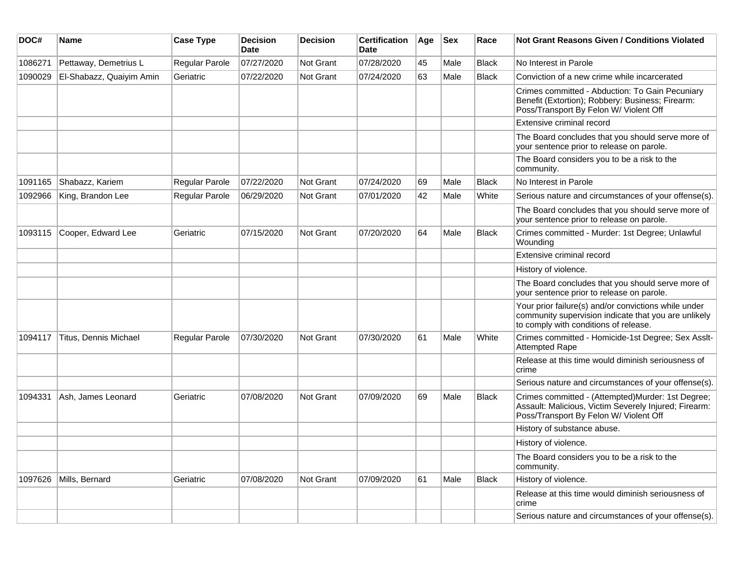| DOC# | Name | Case Type | Decision Date | Decision | Certification Date | Age | Sex | Race | Not Grant Reasons Given / Conditions Violated |
| --- | --- | --- | --- | --- | --- | --- | --- | --- | --- |
| 1086271 | Pettaway, Demetrius L | Regular Parole | 07/27/2020 | Not Grant | 07/28/2020 | 45 | Male | Black | No Interest in Parole |
| 1090029 | El-Shabazz, Quaiyim Amin | Geriatric | 07/22/2020 | Not Grant | 07/24/2020 | 63 | Male | Black | Conviction of a new crime while incarcerated |
| | | | | | | | | | Crimes committed - Abduction: To Gain Pecuniary Benefit (Extortion); Robbery: Business; Firearm: Poss/Transport By Felon W/ Violent Off |
| | | | | | | | | | Extensive criminal record |
| | | | | | | | | | The Board concludes that you should serve more of your sentence prior to release on parole. |
| | | | | | | | | | The Board considers you to be a risk to the community. |
| 1091165 | Shabazz, Kariem | Regular Parole | 07/22/2020 | Not Grant | 07/24/2020 | 69 | Male | Black | No Interest in Parole |
| 1092966 | King, Brandon Lee | Regular Parole | 06/29/2020 | Not Grant | 07/01/2020 | 42 | Male | White | Serious nature and circumstances of your offense(s). |
| | | | | | | | | | The Board concludes that you should serve more of your sentence prior to release on parole. |
| 1093115 | Cooper, Edward Lee | Geriatric | 07/15/2020 | Not Grant | 07/20/2020 | 64 | Male | Black | Crimes committed - Murder: 1st Degree; Unlawful Wounding |
| | | | | | | | | | Extensive criminal record |
| | | | | | | | | | History of violence. |
| | | | | | | | | | The Board concludes that you should serve more of your sentence prior to release on parole. |
| | | | | | | | | | Your prior failure(s) and/or convictions while under community supervision indicate that you are unlikely to comply with conditions of release. |
| 1094117 | Titus, Dennis Michael | Regular Parole | 07/30/2020 | Not Grant | 07/30/2020 | 61 | Male | White | Crimes committed - Homicide-1st Degree; Sex Asslt-Attempted Rape |
| | | | | | | | | | Release at this time would diminish seriousness of crime |
| | | | | | | | | | Serious nature and circumstances of your offense(s). |
| 1094331 | Ash, James Leonard | Geriatric | 07/08/2020 | Not Grant | 07/09/2020 | 69 | Male | Black | Crimes committed - (Attempted)Murder: 1st Degree; Assault: Malicious, Victim Severely Injured; Firearm: Poss/Transport By Felon W/ Violent Off |
| | | | | | | | | | History of substance abuse. |
| | | | | | | | | | History of violence. |
| | | | | | | | | | The Board considers you to be a risk to the community. |
| 1097626 | Mills, Bernard | Geriatric | 07/08/2020 | Not Grant | 07/09/2020 | 61 | Male | Black | History of violence. |
| | | | | | | | | | Release at this time would diminish seriousness of crime |
| | | | | | | | | | Serious nature and circumstances of your offense(s). |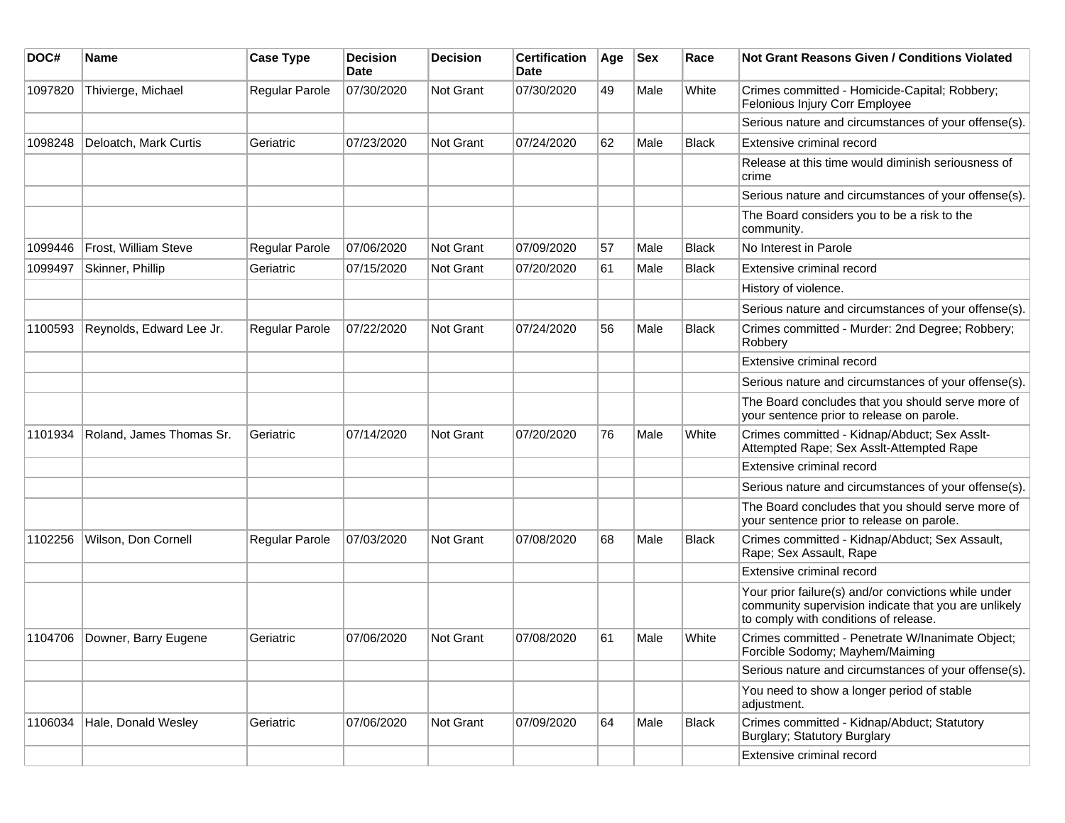| DOC# | Name | Case Type | Decision Date | Decision | Certification Date | Age | Sex | Race | Not Grant Reasons Given / Conditions Violated |
|---|---|---|---|---|---|---|---|---|---|
| 1097820 | Thivierge, Michael | Regular Parole | 07/30/2020 | Not Grant | 07/30/2020 | 49 | Male | White | Crimes committed - Homicide-Capital; Robbery; Felonious Injury Corr Employee |
| | | | | | | | | | Serious nature and circumstances of your offense(s). |
| 1098248 | Deloatch, Mark Curtis | Geriatric | 07/23/2020 | Not Grant | 07/24/2020 | 62 | Male | Black | Extensive criminal record |
| | | | | | | | | | Release at this time would diminish seriousness of crime |
| | | | | | | | | | Serious nature and circumstances of your offense(s). |
| | | | | | | | | | The Board considers you to be a risk to the community. |
| 1099446 | Frost, William Steve | Regular Parole | 07/06/2020 | Not Grant | 07/09/2020 | 57 | Male | Black | No Interest in Parole |
| 1099497 | Skinner, Phillip | Geriatric | 07/15/2020 | Not Grant | 07/20/2020 | 61 | Male | Black | Extensive criminal record |
| | | | | | | | | | History of violence. |
| | | | | | | | | | Serious nature and circumstances of your offense(s). |
| 1100593 | Reynolds, Edward Lee Jr. | Regular Parole | 07/22/2020 | Not Grant | 07/24/2020 | 56 | Male | Black | Crimes committed - Murder: 2nd Degree; Robbery; Robbery |
| | | | | | | | | | Extensive criminal record |
| | | | | | | | | | Serious nature and circumstances of your offense(s). |
| | | | | | | | | | The Board concludes that you should serve more of your sentence prior to release on parole. |
| 1101934 | Roland, James Thomas Sr. | Geriatric | 07/14/2020 | Not Grant | 07/20/2020 | 76 | Male | White | Crimes committed - Kidnap/Abduct; Sex Asslt-Attempted Rape; Sex Asslt-Attempted Rape |
| | | | | | | | | | Extensive criminal record |
| | | | | | | | | | Serious nature and circumstances of your offense(s). |
| | | | | | | | | | The Board concludes that you should serve more of your sentence prior to release on parole. |
| 1102256 | Wilson, Don Cornell | Regular Parole | 07/03/2020 | Not Grant | 07/08/2020 | 68 | Male | Black | Crimes committed - Kidnap/Abduct; Sex Assault, Rape; Sex Assault, Rape |
| | | | | | | | | | Extensive criminal record |
| | | | | | | | | | Your prior failure(s) and/or convictions while under community supervision indicate that you are unlikely to comply with conditions of release. |
| 1104706 | Downer, Barry Eugene | Geriatric | 07/06/2020 | Not Grant | 07/08/2020 | 61 | Male | White | Crimes committed - Penetrate W/Inanimate Object; Forcible Sodomy; Mayhem/Maiming |
| | | | | | | | | | Serious nature and circumstances of your offense(s). |
| | | | | | | | | | You need to show a longer period of stable adjustment. |
| 1106034 | Hale, Donald Wesley | Geriatric | 07/06/2020 | Not Grant | 07/09/2020 | 64 | Male | Black | Crimes committed - Kidnap/Abduct; Statutory Burglary; Statutory Burglary |
| | | | | | | | | | Extensive criminal record |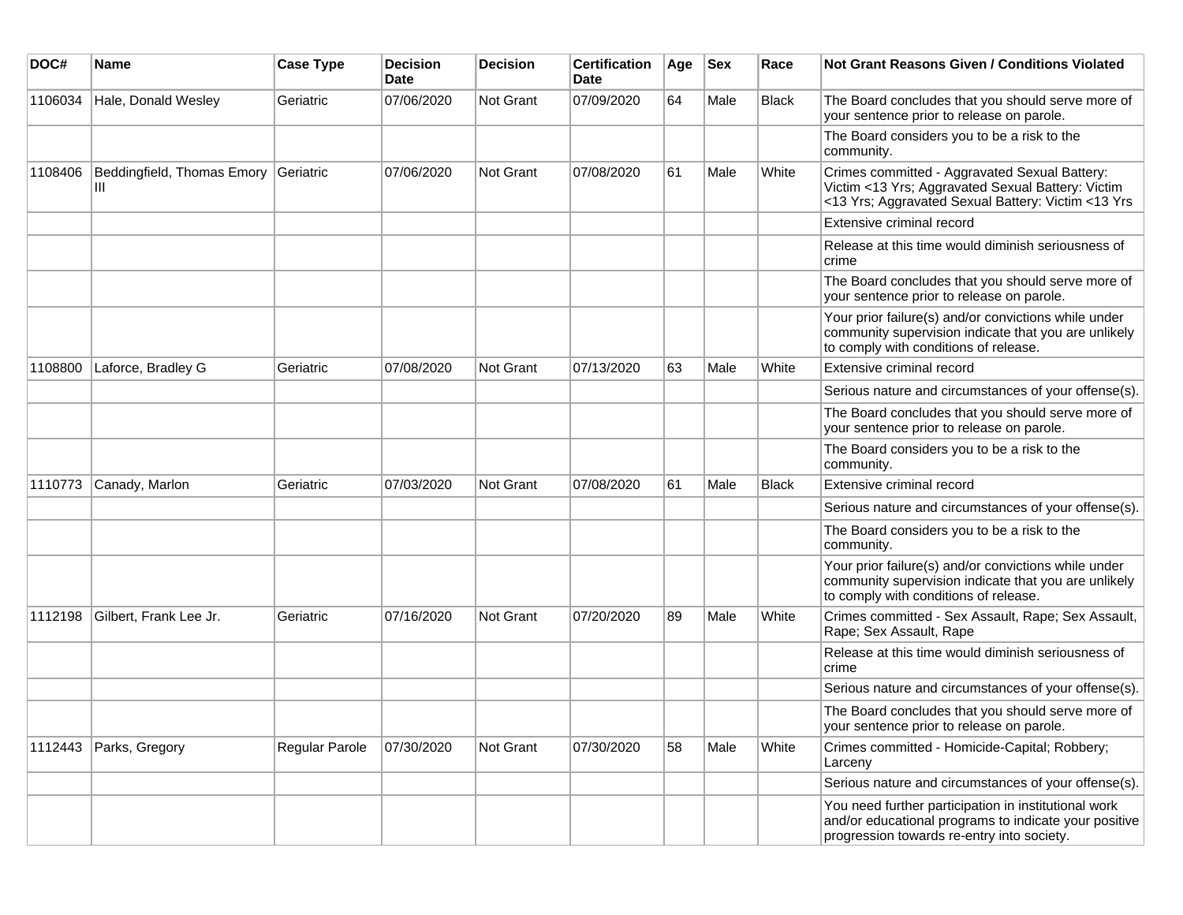| DOC# | Name | Case Type | Decision Date | Decision | Certification Date | Age | Sex | Race | Not Grant Reasons Given / Conditions Violated |
|---|---|---|---|---|---|---|---|---|---|
| 1106034 | Hale, Donald Wesley | Geriatric | 07/06/2020 | Not Grant | 07/09/2020 | 64 | Male | Black | The Board concludes that you should serve more of your sentence prior to release on parole. |
| | | | | | | | | | The Board considers you to be a risk to the community. |
| 1108406 | Beddingfield, Thomas Emory III | Geriatric | 07/06/2020 | Not Grant | 07/08/2020 | 61 | Male | White | Crimes committed - Aggravated Sexual Battery: Victim <13 Yrs; Aggravated Sexual Battery: Victim <13 Yrs; Aggravated Sexual Battery: Victim <13 Yrs |
| | | | | | | | | | Extensive criminal record |
| | | | | | | | | | Release at this time would diminish seriousness of crime |
| | | | | | | | | | The Board concludes that you should serve more of your sentence prior to release on parole. |
| | | | | | | | | | Your prior failure(s) and/or convictions while under community supervision indicate that you are unlikely to comply with conditions of release. |
| 1108800 | Laforce, Bradley G | Geriatric | 07/08/2020 | Not Grant | 07/13/2020 | 63 | Male | White | Extensive criminal record |
| | | | | | | | | | Serious nature and circumstances of your offense(s). |
| | | | | | | | | | The Board concludes that you should serve more of your sentence prior to release on parole. |
| | | | | | | | | | The Board considers you to be a risk to the community. |
| 1110773 | Canady, Marlon | Geriatric | 07/03/2020 | Not Grant | 07/08/2020 | 61 | Male | Black | Extensive criminal record |
| | | | | | | | | | Serious nature and circumstances of your offense(s). |
| | | | | | | | | | The Board considers you to be a risk to the community. |
| | | | | | | | | | Your prior failure(s) and/or convictions while under community supervision indicate that you are unlikely to comply with conditions of release. |
| 1112198 | Gilbert, Frank Lee Jr. | Geriatric | 07/16/2020 | Not Grant | 07/20/2020 | 89 | Male | White | Crimes committed - Sex Assault, Rape; Sex Assault, Rape; Sex Assault, Rape |
| | | | | | | | | | Release at this time would diminish seriousness of crime |
| | | | | | | | | | Serious nature and circumstances of your offense(s). |
| | | | | | | | | | The Board concludes that you should serve more of your sentence prior to release on parole. |
| 1112443 | Parks, Gregory | Regular Parole | 07/30/2020 | Not Grant | 07/30/2020 | 58 | Male | White | Crimes committed - Homicide-Capital; Robbery; Larceny |
| | | | | | | | | | Serious nature and circumstances of your offense(s). |
| | | | | | | | | | You need further participation in institutional work and/or educational programs to indicate your positive progression towards re-entry into society. |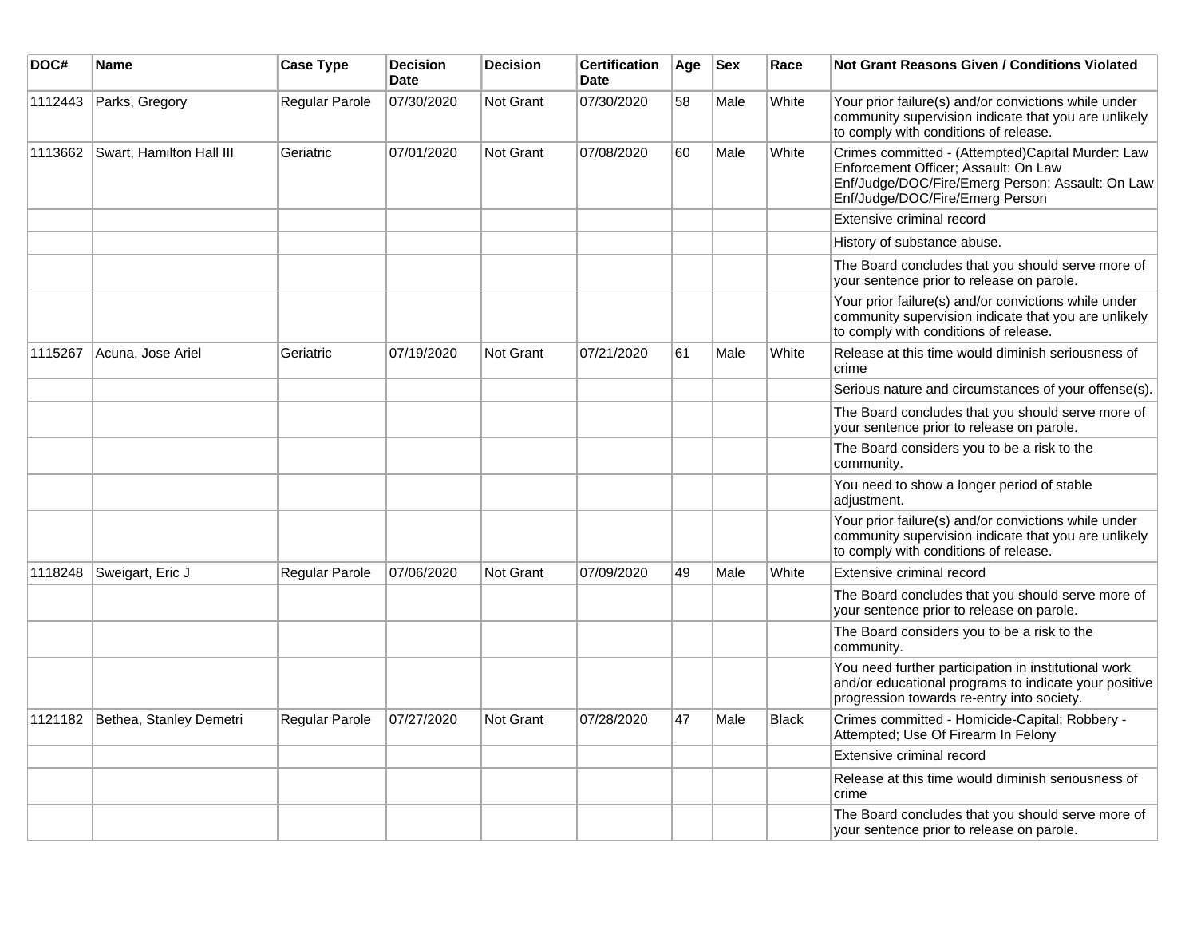| DOC# | Name | Case Type | Decision Date | Decision | Certification Date | Age | Sex | Race | Not Grant Reasons Given / Conditions Violated |
|---|---|---|---|---|---|---|---|---|---|
| 1112443 | Parks, Gregory | Regular Parole | 07/30/2020 | Not Grant | 07/30/2020 | 58 | Male | White | Your prior failure(s) and/or convictions while under community supervision indicate that you are unlikely to comply with conditions of release. |
| 1113662 | Swart, Hamilton Hall III | Geriatric | 07/01/2020 | Not Grant | 07/08/2020 | 60 | Male | White | Crimes committed - (Attempted)Capital Murder: Law Enforcement Officer; Assault: On Law Enf/Judge/DOC/Fire/Emerg Person; Assault: On Law Enf/Judge/DOC/Fire/Emerg Person |
| | | | | | | | | | Extensive criminal record |
| | | | | | | | | | History of substance abuse. |
| | | | | | | | | | The Board concludes that you should serve more of your sentence prior to release on parole. |
| | | | | | | | | | Your prior failure(s) and/or convictions while under community supervision indicate that you are unlikely to comply with conditions of release. |
| 1115267 | Acuna, Jose Ariel | Geriatric | 07/19/2020 | Not Grant | 07/21/2020 | 61 | Male | White | Release at this time would diminish seriousness of crime |
| | | | | | | | | | Serious nature and circumstances of your offense(s). |
| | | | | | | | | | The Board concludes that you should serve more of your sentence prior to release on parole. |
| | | | | | | | | | The Board considers you to be a risk to the community. |
| | | | | | | | | | You need to show a longer period of stable adjustment. |
| | | | | | | | | | Your prior failure(s) and/or convictions while under community supervision indicate that you are unlikely to comply with conditions of release. |
| 1118248 | Sweigart, Eric J | Regular Parole | 07/06/2020 | Not Grant | 07/09/2020 | 49 | Male | White | Extensive criminal record |
| | | | | | | | | | The Board concludes that you should serve more of your sentence prior to release on parole. |
| | | | | | | | | | The Board considers you to be a risk to the community. |
| | | | | | | | | | You need further participation in institutional work and/or educational programs to indicate your positive progression towards re-entry into society. |
| 1121182 | Bethea, Stanley Demetri | Regular Parole | 07/27/2020 | Not Grant | 07/28/2020 | 47 | Male | Black | Crimes committed - Homicide-Capital; Robbery - Attempted; Use Of Firearm In Felony |
| | | | | | | | | | Extensive criminal record |
| | | | | | | | | | Release at this time would diminish seriousness of crime |
| | | | | | | | | | The Board concludes that you should serve more of your sentence prior to release on parole. |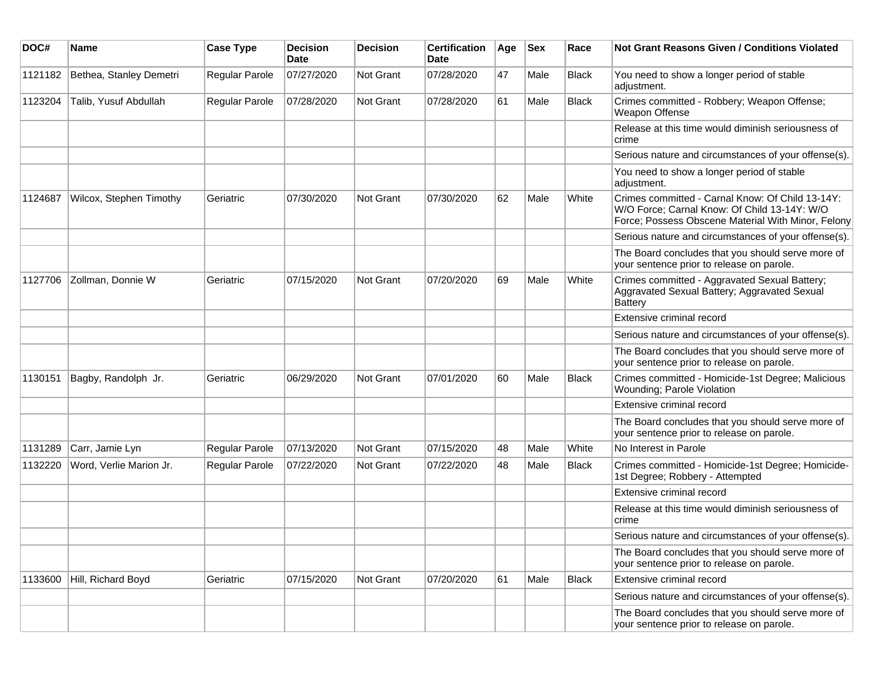| DOC# | Name | Case Type | Decision Date | Decision | Certification Date | Age | Sex | Race | Not Grant Reasons Given / Conditions Violated |
|---|---|---|---|---|---|---|---|---|---|
| 1121182 | Bethea, Stanley Demetri | Regular Parole | 07/27/2020 | Not Grant | 07/28/2020 | 47 | Male | Black | You need to show a longer period of stable adjustment. |
| 1123204 | Talib, Yusuf Abdullah | Regular Parole | 07/28/2020 | Not Grant | 07/28/2020 | 61 | Male | Black | Crimes committed - Robbery; Weapon Offense; Weapon Offense |
| | | | | | | | | | Release at this time would diminish seriousness of crime |
| | | | | | | | | | Serious nature and circumstances of your offense(s). |
| | | | | | | | | | You need to show a longer period of stable adjustment. |
| 1124687 | Wilcox, Stephen Timothy | Geriatric | 07/30/2020 | Not Grant | 07/30/2020 | 62 | Male | White | Crimes committed - Carnal Know: Of Child 13-14Y: W/O Force; Carnal Know: Of Child 13-14Y: W/O Force; Possess Obscene Material With Minor, Felony |
| | | | | | | | | | Serious nature and circumstances of your offense(s). |
| | | | | | | | | | The Board concludes that you should serve more of your sentence prior to release on parole. |
| 1127706 | Zollman, Donnie W | Geriatric | 07/15/2020 | Not Grant | 07/20/2020 | 69 | Male | White | Crimes committed - Aggravated Sexual Battery; Aggravated Sexual Battery; Aggravated Sexual Battery |
| | | | | | | | | | Extensive criminal record |
| | | | | | | | | | Serious nature and circumstances of your offense(s). |
| | | | | | | | | | The Board concludes that you should serve more of your sentence prior to release on parole. |
| 1130151 | Bagby, Randolph Jr. | Geriatric | 06/29/2020 | Not Grant | 07/01/2020 | 60 | Male | Black | Crimes committed - Homicide-1st Degree; Malicious Wounding; Parole Violation |
| | | | | | | | | | Extensive criminal record |
| | | | | | | | | | The Board concludes that you should serve more of your sentence prior to release on parole. |
| 1131289 | Carr, Jamie Lyn | Regular Parole | 07/13/2020 | Not Grant | 07/15/2020 | 48 | Male | White | No Interest in Parole |
| 1132220 | Word, Verlie Marion Jr. | Regular Parole | 07/22/2020 | Not Grant | 07/22/2020 | 48 | Male | Black | Crimes committed - Homicide-1st Degree; Homicide-1st Degree; Robbery - Attempted |
| | | | | | | | | | Extensive criminal record |
| | | | | | | | | | Release at this time would diminish seriousness of crime |
| | | | | | | | | | Serious nature and circumstances of your offense(s). |
| | | | | | | | | | The Board concludes that you should serve more of your sentence prior to release on parole. |
| 1133600 | Hill, Richard Boyd | Geriatric | 07/15/2020 | Not Grant | 07/20/2020 | 61 | Male | Black | Extensive criminal record |
| | | | | | | | | | Serious nature and circumstances of your offense(s). |
| | | | | | | | | | The Board concludes that you should serve more of your sentence prior to release on parole. |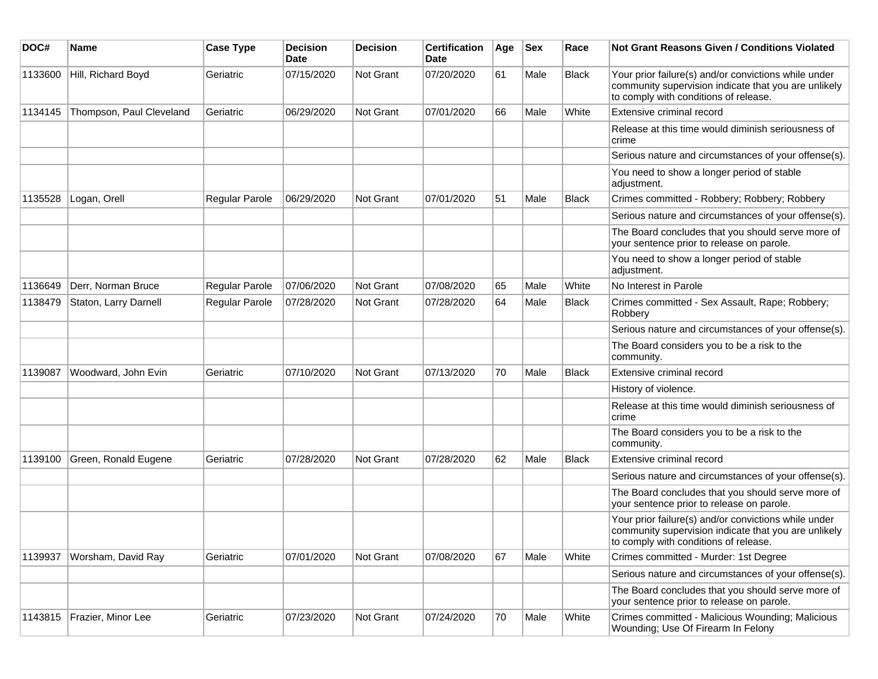| DOC# | Name | Case Type | Decision Date | Decision | Certification Date | Age | Sex | Race | Not Grant Reasons Given / Conditions Violated |
|---|---|---|---|---|---|---|---|---|---|
| 1133600 | Hill, Richard Boyd | Geriatric | 07/15/2020 | Not Grant | 07/20/2020 | 61 | Male | Black | Your prior failure(s) and/or convictions while under community supervision indicate that you are unlikely to comply with conditions of release. |
| 1134145 | Thompson, Paul Cleveland | Geriatric | 06/29/2020 | Not Grant | 07/01/2020 | 66 | Male | White | Extensive criminal record |
| | | | | | | | | | Release at this time would diminish seriousness of crime |
| | | | | | | | | | Serious nature and circumstances of your offense(s). |
| | | | | | | | | | You need to show a longer period of stable adjustment. |
| 1135528 | Logan, Orell | Regular Parole | 06/29/2020 | Not Grant | 07/01/2020 | 51 | Male | Black | Crimes committed - Robbery; Robbery; Robbery |
| | | | | | | | | | Serious nature and circumstances of your offense(s). |
| | | | | | | | | | The Board concludes that you should serve more of your sentence prior to release on parole. |
| | | | | | | | | | You need to show a longer period of stable adjustment. |
| 1136649 | Derr, Norman Bruce | Regular Parole | 07/06/2020 | Not Grant | 07/08/2020 | 65 | Male | White | No Interest in Parole |
| 1138479 | Staton, Larry Darnell | Regular Parole | 07/28/2020 | Not Grant | 07/28/2020 | 64 | Male | Black | Crimes committed - Sex Assault, Rape; Robbery; Robbery |
| | | | | | | | | | Serious nature and circumstances of your offense(s). |
| | | | | | | | | | The Board considers you to be a risk to the community. |
| 1139087 | Woodward, John Evin | Geriatric | 07/10/2020 | Not Grant | 07/13/2020 | 70 | Male | Black | Extensive criminal record |
| | | | | | | | | | History of violence. |
| | | | | | | | | | Release at this time would diminish seriousness of crime |
| | | | | | | | | | The Board considers you to be a risk to the community. |
| 1139100 | Green, Ronald Eugene | Geriatric | 07/28/2020 | Not Grant | 07/28/2020 | 62 | Male | Black | Extensive criminal record |
| | | | | | | | | | Serious nature and circumstances of your offense(s). |
| | | | | | | | | | The Board concludes that you should serve more of your sentence prior to release on parole. |
| | | | | | | | | | Your prior failure(s) and/or convictions while under community supervision indicate that you are unlikely to comply with conditions of release. |
| 1139937 | Worsham, David Ray | Geriatric | 07/01/2020 | Not Grant | 07/08/2020 | 67 | Male | White | Crimes committed - Murder: 1st Degree |
| | | | | | | | | | Serious nature and circumstances of your offense(s). |
| | | | | | | | | | The Board concludes that you should serve more of your sentence prior to release on parole. |
| 1143815 | Frazier, Minor Lee | Geriatric | 07/23/2020 | Not Grant | 07/24/2020 | 70 | Male | White | Crimes committed - Malicious Wounding; Malicious Wounding; Use Of Firearm In Felony |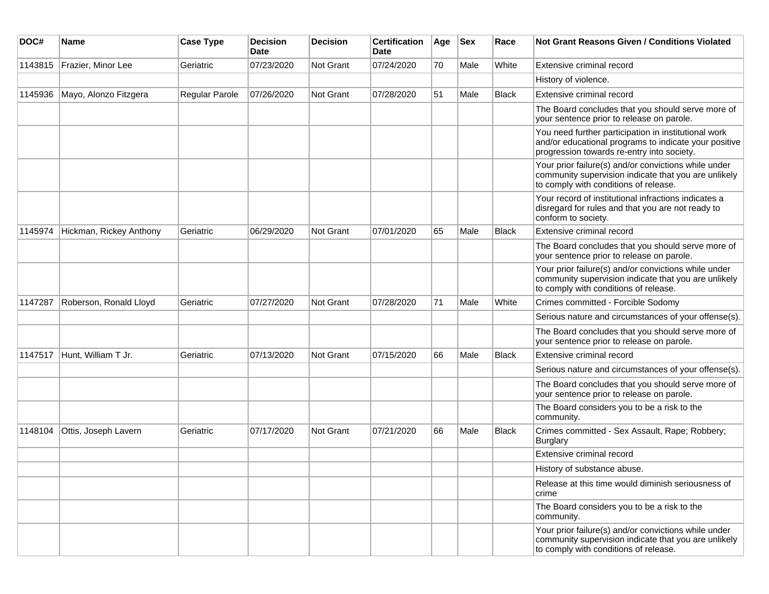| DOC# | Name | Case Type | Decision Date | Decision | Certification Date | Age | Sex | Race | Not Grant Reasons Given / Conditions Violated |
|---|---|---|---|---|---|---|---|---|---|
| 1143815 | Frazier, Minor Lee | Geriatric | 07/23/2020 | Not Grant | 07/24/2020 | 70 | Male | White | Extensive criminal record |
| | | | | | | | | | History of violence. |
| 1145936 | Mayo, Alonzo Fitzgera | Regular Parole | 07/26/2020 | Not Grant | 07/28/2020 | 51 | Male | Black | Extensive criminal record |
| | | | | | | | | | The Board concludes that you should serve more of your sentence prior to release on parole. |
| | | | | | | | | | You need further participation in institutional work and/or educational programs to indicate your positive progression towards re-entry into society. |
| | | | | | | | | | Your prior failure(s) and/or convictions while under community supervision indicate that you are unlikely to comply with conditions of release. |
| | | | | | | | | | Your record of institutional infractions indicates a disregard for rules and that you are not ready to conform to society. |
| 1145974 | Hickman, Rickey Anthony | Geriatric | 06/29/2020 | Not Grant | 07/01/2020 | 65 | Male | Black | Extensive criminal record |
| | | | | | | | | | The Board concludes that you should serve more of your sentence prior to release on parole. |
| | | | | | | | | | Your prior failure(s) and/or convictions while under community supervision indicate that you are unlikely to comply with conditions of release. |
| 1147287 | Roberson, Ronald Lloyd | Geriatric | 07/27/2020 | Not Grant | 07/28/2020 | 71 | Male | White | Crimes committed - Forcible Sodomy |
| | | | | | | | | | Serious nature and circumstances of your offense(s). |
| | | | | | | | | | The Board concludes that you should serve more of your sentence prior to release on parole. |
| 1147517 | Hunt, William T Jr. | Geriatric | 07/13/2020 | Not Grant | 07/15/2020 | 66 | Male | Black | Extensive criminal record |
| | | | | | | | | | Serious nature and circumstances of your offense(s). |
| | | | | | | | | | The Board concludes that you should serve more of your sentence prior to release on parole. |
| | | | | | | | | | The Board considers you to be a risk to the community. |
| 1148104 | Ottis, Joseph Lavern | Geriatric | 07/17/2020 | Not Grant | 07/21/2020 | 66 | Male | Black | Crimes committed - Sex Assault, Rape; Robbery; Burglary |
| | | | | | | | | | Extensive criminal record |
| | | | | | | | | | History of substance abuse. |
| | | | | | | | | | Release at this time would diminish seriousness of crime |
| | | | | | | | | | The Board considers you to be a risk to the community. |
| | | | | | | | | | Your prior failure(s) and/or convictions while under community supervision indicate that you are unlikely to comply with conditions of release. |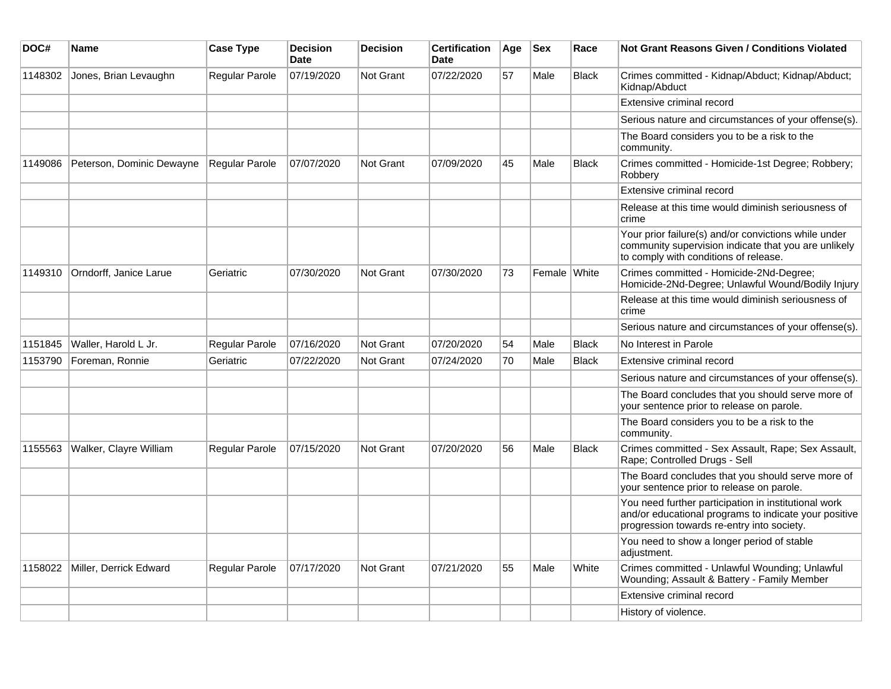| DOC# | Name | Case Type | Decision Date | Decision | Certification Date | Age | Sex | Race | Not Grant Reasons Given / Conditions Violated |
|---|---|---|---|---|---|---|---|---|---|
| 1148302 | Jones, Brian Levaughn | Regular Parole | 07/19/2020 | Not Grant | 07/22/2020 | 57 | Male | Black | Crimes committed - Kidnap/Abduct; Kidnap/Abduct; Kidnap/Abduct |
| | | | | | | | | | Extensive criminal record |
| | | | | | | | | | Serious nature and circumstances of your offense(s). |
| | | | | | | | | | The Board considers you to be a risk to the community. |
| 1149086 | Peterson, Dominic Dewayne | Regular Parole | 07/07/2020 | Not Grant | 07/09/2020 | 45 | Male | Black | Crimes committed - Homicide-1st Degree; Robbery; Robbery |
| | | | | | | | | | Extensive criminal record |
| | | | | | | | | | Release at this time would diminish seriousness of crime |
| | | | | | | | | | Your prior failure(s) and/or convictions while under community supervision indicate that you are unlikely to comply with conditions of release. |
| 1149310 | Orndorff, Janice Larue | Geriatric | 07/30/2020 | Not Grant | 07/30/2020 | 73 | Female | White | Crimes committed - Homicide-2Nd-Degree; Homicide-2Nd-Degree; Unlawful Wound/Bodily Injury |
| | | | | | | | | | Release at this time would diminish seriousness of crime |
| | | | | | | | | | Serious nature and circumstances of your offense(s). |
| 1151845 | Waller, Harold L Jr. | Regular Parole | 07/16/2020 | Not Grant | 07/20/2020 | 54 | Male | Black | No Interest in Parole |
| 1153790 | Foreman, Ronnie | Geriatric | 07/22/2020 | Not Grant | 07/24/2020 | 70 | Male | Black | Extensive criminal record |
| | | | | | | | | | Serious nature and circumstances of your offense(s). |
| | | | | | | | | | The Board concludes that you should serve more of your sentence prior to release on parole. |
| | | | | | | | | | The Board considers you to be a risk to the community. |
| 1155563 | Walker, Clayre William | Regular Parole | 07/15/2020 | Not Grant | 07/20/2020 | 56 | Male | Black | Crimes committed - Sex Assault, Rape; Sex Assault, Rape; Controlled Drugs - Sell |
| | | | | | | | | | The Board concludes that you should serve more of your sentence prior to release on parole. |
| | | | | | | | | | You need further participation in institutional work and/or educational programs to indicate your positive progression towards re-entry into society. |
| | | | | | | | | | You need to show a longer period of stable adjustment. |
| 1158022 | Miller, Derrick Edward | Regular Parole | 07/17/2020 | Not Grant | 07/21/2020 | 55 | Male | White | Crimes committed - Unlawful Wounding; Unlawful Wounding; Assault & Battery - Family Member |
| | | | | | | | | | Extensive criminal record |
| | | | | | | | | | History of violence. |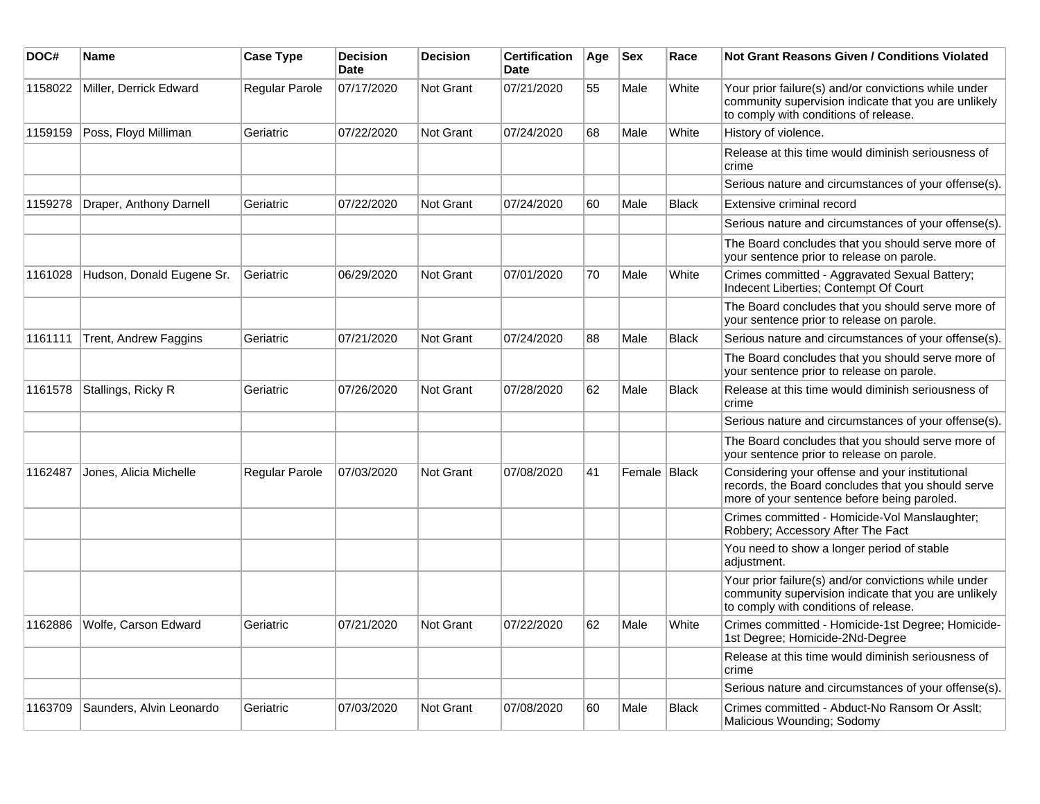| DOC# | Name | Case Type | Decision Date | Decision | Certification Date | Age | Sex | Race | Not Grant Reasons Given / Conditions Violated |
|---|---|---|---|---|---|---|---|---|---|
| 1158022 | Miller, Derrick Edward | Regular Parole | 07/17/2020 | Not Grant | 07/21/2020 | 55 | Male | White | Your prior failure(s) and/or convictions while under community supervision indicate that you are unlikely to comply with conditions of release. |
| 1159159 | Poss, Floyd Milliman | Geriatric | 07/22/2020 | Not Grant | 07/24/2020 | 68 | Male | White | History of violence. |
| | | | | | | | | | Release at this time would diminish seriousness of crime |
| | | | | | | | | | Serious nature and circumstances of your offense(s). |
| 1159278 | Draper, Anthony Darnell | Geriatric | 07/22/2020 | Not Grant | 07/24/2020 | 60 | Male | Black | Extensive criminal record |
| | | | | | | | | | Serious nature and circumstances of your offense(s). |
| | | | | | | | | | The Board concludes that you should serve more of your sentence prior to release on parole. |
| 1161028 | Hudson, Donald Eugene Sr. | Geriatric | 06/29/2020 | Not Grant | 07/01/2020 | 70 | Male | White | Crimes committed - Aggravated Sexual Battery; Indecent Liberties; Contempt Of Court |
| | | | | | | | | | The Board concludes that you should serve more of your sentence prior to release on parole. |
| 1161111 | Trent, Andrew Faggins | Geriatric | 07/21/2020 | Not Grant | 07/24/2020 | 88 | Male | Black | Serious nature and circumstances of your offense(s). |
| | | | | | | | | | The Board concludes that you should serve more of your sentence prior to release on parole. |
| 1161578 | Stallings, Ricky R | Geriatric | 07/26/2020 | Not Grant | 07/28/2020 | 62 | Male | Black | Release at this time would diminish seriousness of crime |
| | | | | | | | | | Serious nature and circumstances of your offense(s). |
| | | | | | | | | | The Board concludes that you should serve more of your sentence prior to release on parole. |
| 1162487 | Jones, Alicia Michelle | Regular Parole | 07/03/2020 | Not Grant | 07/08/2020 | 41 | Female | Black | Considering your offense and your institutional records, the Board concludes that you should serve more of your sentence before being paroled. |
| | | | | | | | | | Crimes committed - Homicide-Vol Manslaughter; Robbery; Accessory After The Fact |
| | | | | | | | | | You need to show a longer period of stable adjustment. |
| | | | | | | | | | Your prior failure(s) and/or convictions while under community supervision indicate that you are unlikely to comply with conditions of release. |
| 1162886 | Wolfe, Carson Edward | Geriatric | 07/21/2020 | Not Grant | 07/22/2020 | 62 | Male | White | Crimes committed - Homicide-1st Degree; Homicide-1st Degree; Homicide-2Nd-Degree |
| | | | | | | | | | Release at this time would diminish seriousness of crime |
| | | | | | | | | | Serious nature and circumstances of your offense(s). |
| 1163709 | Saunders, Alvin Leonardo | Geriatric | 07/03/2020 | Not Grant | 07/08/2020 | 60 | Male | Black | Crimes committed - Abduct-No Ransom Or Asslt; Malicious Wounding; Sodomy |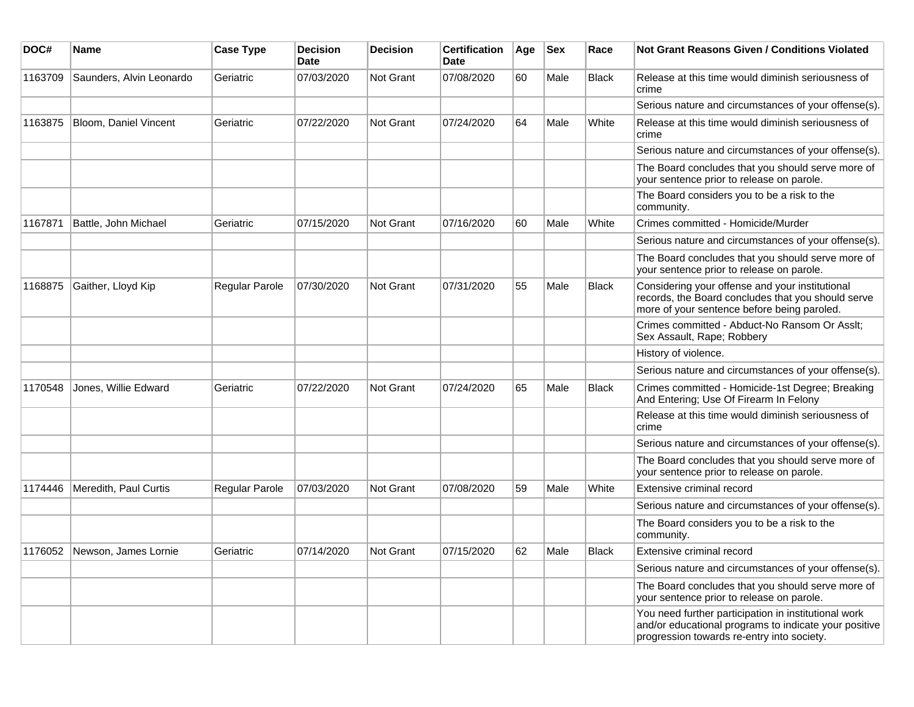| DOC# | Name | Case Type | Decision Date | Decision | Certification Date | Age | Sex | Race | Not Grant Reasons Given / Conditions Violated |
|---|---|---|---|---|---|---|---|---|---|
| 1163709 | Saunders, Alvin Leonardo | Geriatric | 07/03/2020 | Not Grant | 07/08/2020 | 60 | Male | Black | Release at this time would diminish seriousness of crime |
| | | | | | | | | | Serious nature and circumstances of your offense(s). |
| 1163875 | Bloom, Daniel Vincent | Geriatric | 07/22/2020 | Not Grant | 07/24/2020 | 64 | Male | White | Release at this time would diminish seriousness of crime |
| | | | | | | | | | Serious nature and circumstances of your offense(s). |
| | | | | | | | | | The Board concludes that you should serve more of your sentence prior to release on parole. |
| | | | | | | | | | The Board considers you to be a risk to the community. |
| 1167871 | Battle, John Michael | Geriatric | 07/15/2020 | Not Grant | 07/16/2020 | 60 | Male | White | Crimes committed - Homicide/Murder |
| | | | | | | | | | Serious nature and circumstances of your offense(s). |
| | | | | | | | | | The Board concludes that you should serve more of your sentence prior to release on parole. |
| 1168875 | Gaither, Lloyd Kip | Regular Parole | 07/30/2020 | Not Grant | 07/31/2020 | 55 | Male | Black | Considering your offense and your institutional records, the Board concludes that you should serve more of your sentence before being paroled. |
| | | | | | | | | | Crimes committed - Abduct-No Ransom Or Asslt; Sex Assault, Rape; Robbery |
| | | | | | | | | | History of violence. |
| | | | | | | | | | Serious nature and circumstances of your offense(s). |
| 1170548 | Jones, Willie Edward | Geriatric | 07/22/2020 | Not Grant | 07/24/2020 | 65 | Male | Black | Crimes committed - Homicide-1st Degree; Breaking And Entering; Use Of Firearm In Felony |
| | | | | | | | | | Release at this time would diminish seriousness of crime |
| | | | | | | | | | Serious nature and circumstances of your offense(s). |
| | | | | | | | | | The Board concludes that you should serve more of your sentence prior to release on parole. |
| 1174446 | Meredith, Paul Curtis | Regular Parole | 07/03/2020 | Not Grant | 07/08/2020 | 59 | Male | White | Extensive criminal record |
| | | | | | | | | | Serious nature and circumstances of your offense(s). |
| | | | | | | | | | The Board considers you to be a risk to the community. |
| 1176052 | Newson, James Lornie | Geriatric | 07/14/2020 | Not Grant | 07/15/2020 | 62 | Male | Black | Extensive criminal record |
| | | | | | | | | | Serious nature and circumstances of your offense(s). |
| | | | | | | | | | The Board concludes that you should serve more of your sentence prior to release on parole. |
| | | | | | | | | | You need further participation in institutional work and/or educational programs to indicate your positive progression towards re-entry into society. |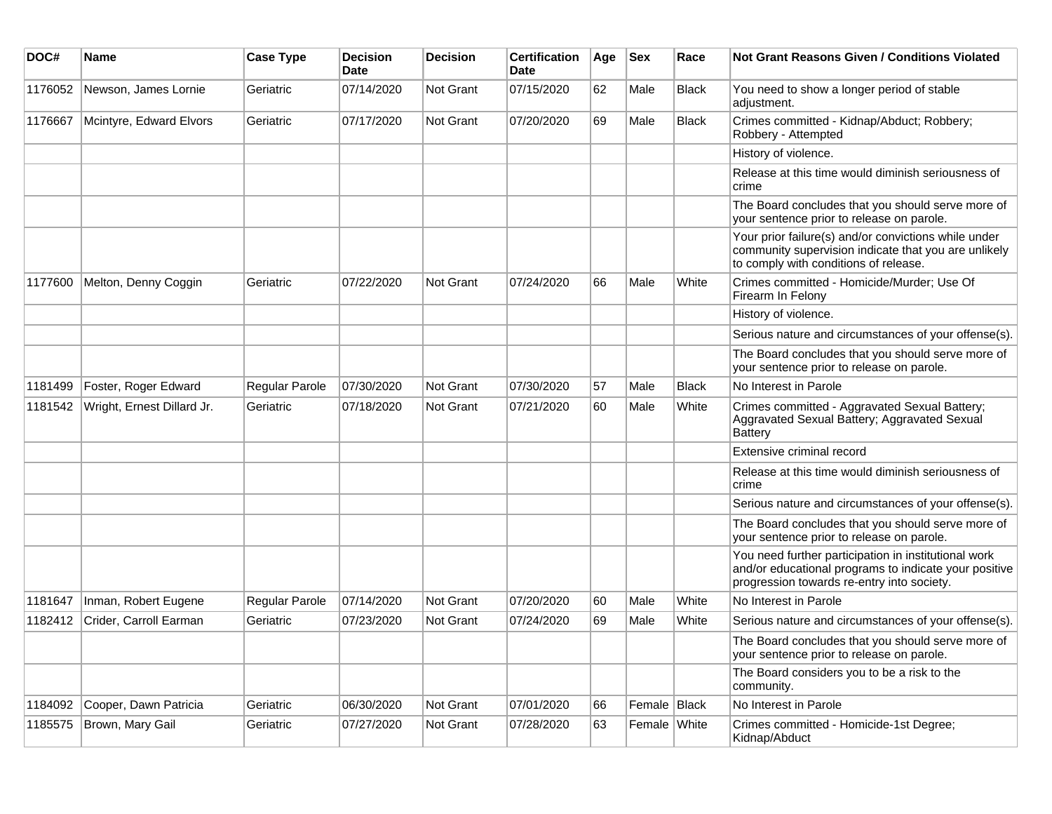| DOC# | Name | Case Type | Decision Date | Decision | Certification Date | Age | Sex | Race | Not Grant Reasons Given / Conditions Violated |
|---|---|---|---|---|---|---|---|---|---|
| 1176052 | Newson, James Lornie | Geriatric | 07/14/2020 | Not Grant | 07/15/2020 | 62 | Male | Black | You need to show a longer period of stable adjustment. |
| 1176667 | Mcintyre, Edward Elvors | Geriatric | 07/17/2020 | Not Grant | 07/20/2020 | 69 | Male | Black | Crimes committed - Kidnap/Abduct; Robbery; Robbery - Attempted |
| | | | | | | | | | History of violence. |
| | | | | | | | | | Release at this time would diminish seriousness of crime |
| | | | | | | | | | The Board concludes that you should serve more of your sentence prior to release on parole. |
| | | | | | | | | | Your prior failure(s) and/or convictions while under community supervision indicate that you are unlikely to comply with conditions of release. |
| 1177600 | Melton, Denny Coggin | Geriatric | 07/22/2020 | Not Grant | 07/24/2020 | 66 | Male | White | Crimes committed - Homicide/Murder; Use Of Firearm In Felony |
| | | | | | | | | | History of violence. |
| | | | | | | | | | Serious nature and circumstances of your offense(s). |
| | | | | | | | | | The Board concludes that you should serve more of your sentence prior to release on parole. |
| 1181499 | Foster, Roger Edward | Regular Parole | 07/30/2020 | Not Grant | 07/30/2020 | 57 | Male | Black | No Interest in Parole |
| 1181542 | Wright, Ernest Dillard Jr. | Geriatric | 07/18/2020 | Not Grant | 07/21/2020 | 60 | Male | White | Crimes committed - Aggravated Sexual Battery; Aggravated Sexual Battery; Aggravated Sexual Battery |
| | | | | | | | | | Extensive criminal record |
| | | | | | | | | | Release at this time would diminish seriousness of crime |
| | | | | | | | | | Serious nature and circumstances of your offense(s). |
| | | | | | | | | | The Board concludes that you should serve more of your sentence prior to release on parole. |
| | | | | | | | | | You need further participation in institutional work and/or educational programs to indicate your positive progression towards re-entry into society. |
| 1181647 | Inman, Robert Eugene | Regular Parole | 07/14/2020 | Not Grant | 07/20/2020 | 60 | Male | White | No Interest in Parole |
| 1182412 | Crider, Carroll Earman | Geriatric | 07/23/2020 | Not Grant | 07/24/2020 | 69 | Male | White | Serious nature and circumstances of your offense(s). |
| | | | | | | | | | The Board concludes that you should serve more of your sentence prior to release on parole. |
| | | | | | | | | | The Board considers you to be a risk to the community. |
| 1184092 | Cooper, Dawn Patricia | Geriatric | 06/30/2020 | Not Grant | 07/01/2020 | 66 | Female | Black | No Interest in Parole |
| 1185575 | Brown, Mary Gail | Geriatric | 07/27/2020 | Not Grant | 07/28/2020 | 63 | Female | White | Crimes committed - Homicide-1st Degree; Kidnap/Abduct |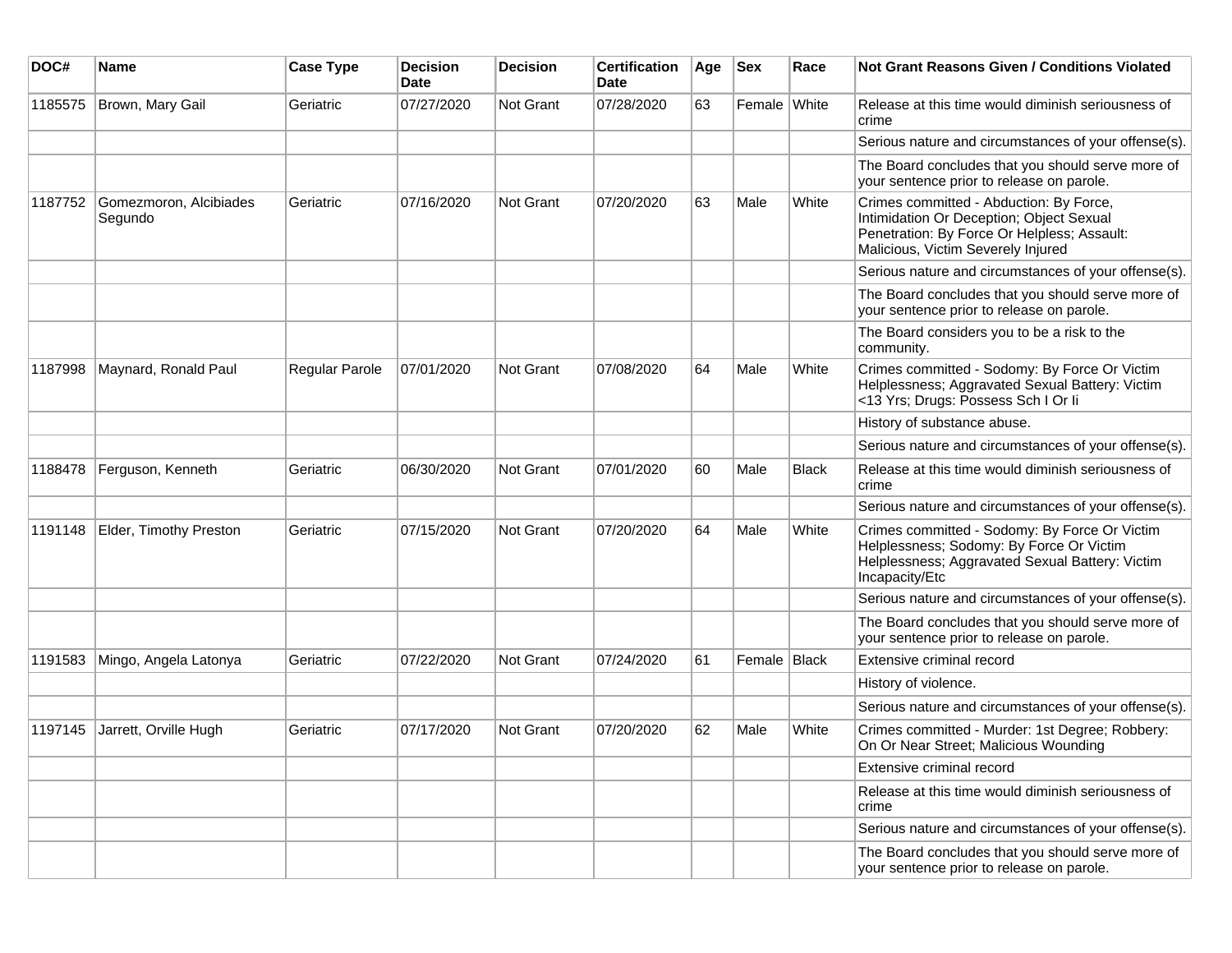| DOC# | Name | Case Type | Decision Date | Decision | Certification Date | Age | Sex | Race | Not Grant Reasons Given / Conditions Violated |
|---|---|---|---|---|---|---|---|---|---|
| 1185575 | Brown, Mary Gail | Geriatric | 07/27/2020 | Not Grant | 07/28/2020 | 63 | Female | White | Release at this time would diminish seriousness of crime |
| | | | | | | | | | Serious nature and circumstances of your offense(s). |
| | | | | | | | | | The Board concludes that you should serve more of your sentence prior to release on parole. |
| 1187752 | Gomezmoron, Alcibiades Segundo | Geriatric | 07/16/2020 | Not Grant | 07/20/2020 | 63 | Male | White | Crimes committed - Abduction: By Force, Intimidation Or Deception; Object Sexual Penetration: By Force Or Helpless; Assault: Malicious, Victim Severely Injured |
| | | | | | | | | | Serious nature and circumstances of your offense(s). |
| | | | | | | | | | The Board concludes that you should serve more of your sentence prior to release on parole. |
| | | | | | | | | | The Board considers you to be a risk to the community. |
| 1187998 | Maynard, Ronald Paul | Regular Parole | 07/01/2020 | Not Grant | 07/08/2020 | 64 | Male | White | Crimes committed - Sodomy: By Force Or Victim Helplessness; Aggravated Sexual Battery: Victim <13 Yrs; Drugs: Possess Sch I Or Ii |
| | | | | | | | | | History of substance abuse. |
| | | | | | | | | | Serious nature and circumstances of your offense(s). |
| 1188478 | Ferguson, Kenneth | Geriatric | 06/30/2020 | Not Grant | 07/01/2020 | 60 | Male | Black | Release at this time would diminish seriousness of crime |
| | | | | | | | | | Serious nature and circumstances of your offense(s). |
| 1191148 | Elder, Timothy Preston | Geriatric | 07/15/2020 | Not Grant | 07/20/2020 | 64 | Male | White | Crimes committed - Sodomy: By Force Or Victim Helplessness; Sodomy: By Force Or Victim Helplessness; Aggravated Sexual Battery: Victim Incapacity/Etc |
| | | | | | | | | | Serious nature and circumstances of your offense(s). |
| | | | | | | | | | The Board concludes that you should serve more of your sentence prior to release on parole. |
| 1191583 | Mingo, Angela Latonya | Geriatric | 07/22/2020 | Not Grant | 07/24/2020 | 61 | Female | Black | Extensive criminal record |
| | | | | | | | | | History of violence. |
| | | | | | | | | | Serious nature and circumstances of your offense(s). |
| 1197145 | Jarrett, Orville Hugh | Geriatric | 07/17/2020 | Not Grant | 07/20/2020 | 62 | Male | White | Crimes committed - Murder: 1st Degree; Robbery: On Or Near Street; Malicious Wounding |
| | | | | | | | | | Extensive criminal record |
| | | | | | | | | | Release at this time would diminish seriousness of crime |
| | | | | | | | | | Serious nature and circumstances of your offense(s). |
| | | | | | | | | | The Board concludes that you should serve more of your sentence prior to release on parole. |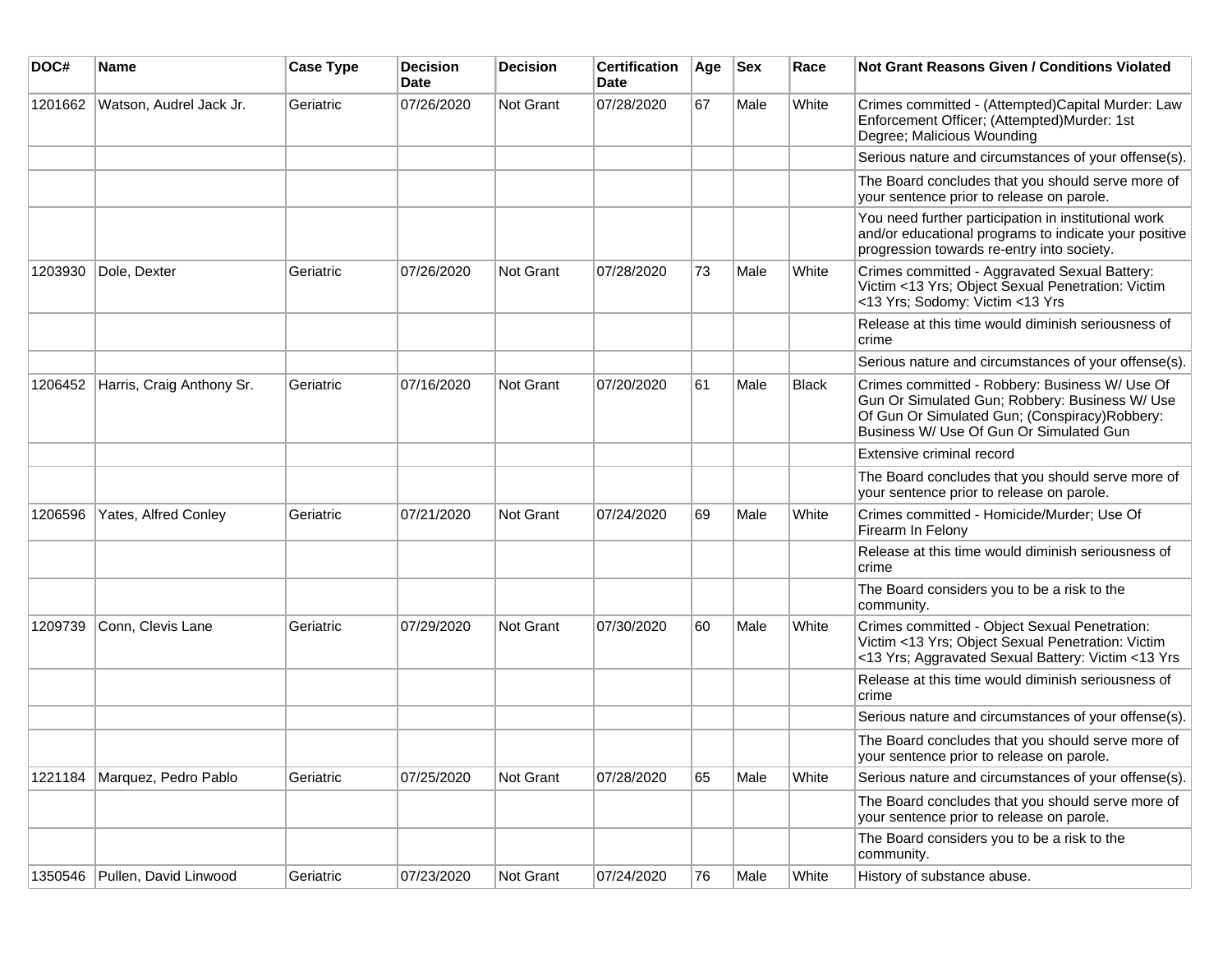| DOC# | Name | Case Type | Decision Date | Decision | Certification Date | Age | Sex | Race | Not Grant Reasons Given / Conditions Violated |
|---|---|---|---|---|---|---|---|---|---|
| 1201662 | Watson, Audrel Jack Jr. | Geriatric | 07/26/2020 | Not Grant | 07/28/2020 | 67 | Male | White | Crimes committed - (Attempted)Capital Murder: Law Enforcement Officer; (Attempted)Murder: 1st Degree; Malicious Wounding |
| | | | | | | | | | Serious nature and circumstances of your offense(s). |
| | | | | | | | | | The Board concludes that you should serve more of your sentence prior to release on parole. |
| | | | | | | | | | You need further participation in institutional work and/or educational programs to indicate your positive progression towards re-entry into society. |
| 1203930 | Dole, Dexter | Geriatric | 07/26/2020 | Not Grant | 07/28/2020 | 73 | Male | White | Crimes committed - Aggravated Sexual Battery: Victim <13 Yrs; Object Sexual Penetration: Victim <13 Yrs; Sodomy: Victim <13 Yrs |
| | | | | | | | | | Release at this time would diminish seriousness of crime |
| | | | | | | | | | Serious nature and circumstances of your offense(s). |
| 1206452 | Harris, Craig Anthony Sr. | Geriatric | 07/16/2020 | Not Grant | 07/20/2020 | 61 | Male | Black | Crimes committed - Robbery: Business W/ Use Of Gun Or Simulated Gun; Robbery: Business W/ Use Of Gun Or Simulated Gun; (Conspiracy)Robbery: Business W/ Use Of Gun Or Simulated Gun |
| | | | | | | | | | Extensive criminal record |
| | | | | | | | | | The Board concludes that you should serve more of your sentence prior to release on parole. |
| 1206596 | Yates, Alfred Conley | Geriatric | 07/21/2020 | Not Grant | 07/24/2020 | 69 | Male | White | Crimes committed - Homicide/Murder; Use Of Firearm In Felony |
| | | | | | | | | | Release at this time would diminish seriousness of crime |
| | | | | | | | | | The Board considers you to be a risk to the community. |
| 1209739 | Conn, Clevis Lane | Geriatric | 07/29/2020 | Not Grant | 07/30/2020 | 60 | Male | White | Crimes committed - Object Sexual Penetration: Victim <13 Yrs; Object Sexual Penetration: Victim <13 Yrs; Aggravated Sexual Battery: Victim <13 Yrs |
| | | | | | | | | | Release at this time would diminish seriousness of crime |
| | | | | | | | | | Serious nature and circumstances of your offense(s). |
| | | | | | | | | | The Board concludes that you should serve more of your sentence prior to release on parole. |
| 1221184 | Marquez, Pedro Pablo | Geriatric | 07/25/2020 | Not Grant | 07/28/2020 | 65 | Male | White | Serious nature and circumstances of your offense(s). |
| | | | | | | | | | The Board concludes that you should serve more of your sentence prior to release on parole. |
| | | | | | | | | | The Board considers you to be a risk to the community. |
| 1350546 | Pullen, David Linwood | Geriatric | 07/23/2020 | Not Grant | 07/24/2020 | 76 | Male | White | History of substance abuse. |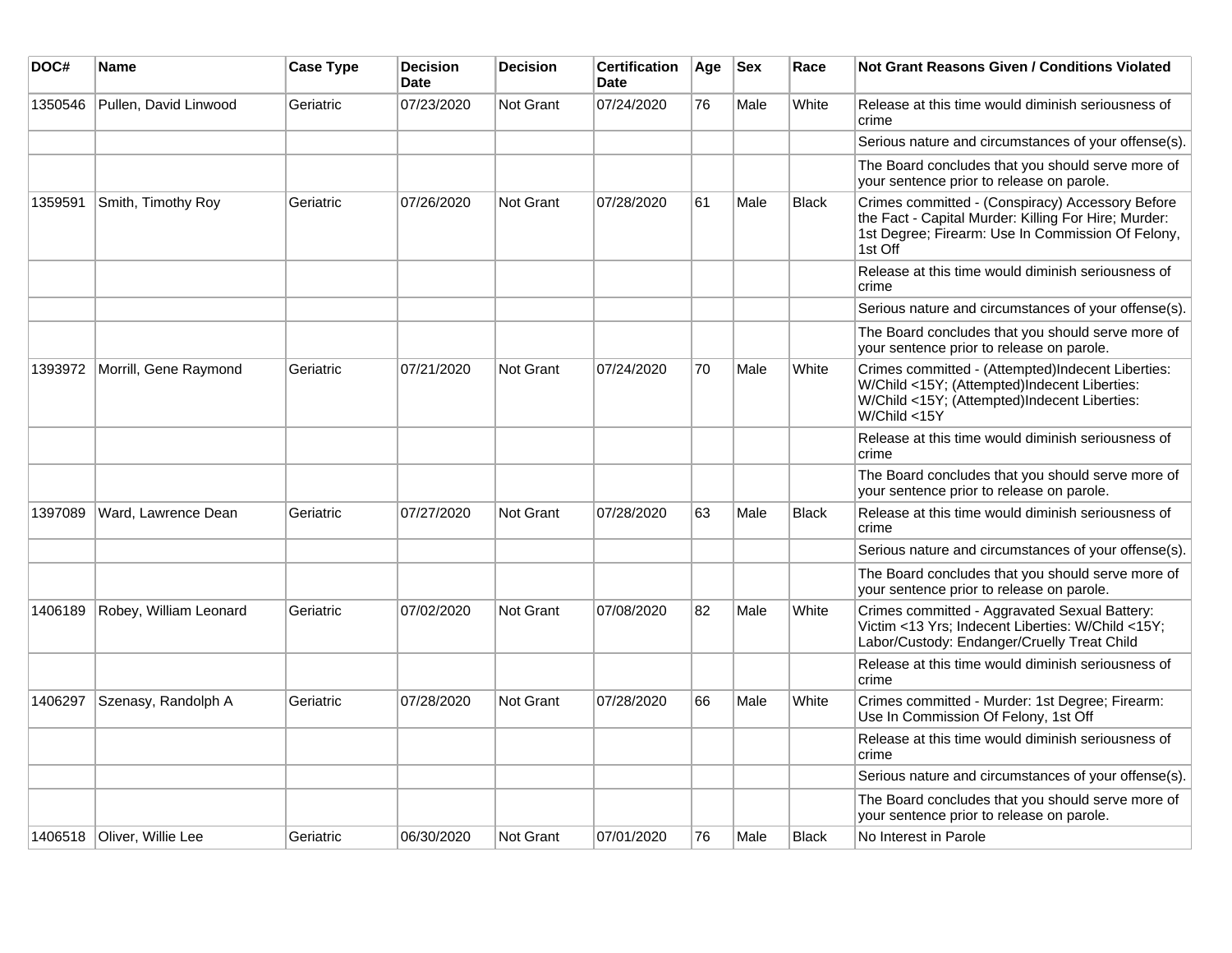| DOC# | Name | Case Type | Decision Date | Decision | Certification Date | Age | Sex | Race | Not Grant Reasons Given / Conditions Violated |
|---|---|---|---|---|---|---|---|---|---|
| 1350546 | Pullen, David Linwood | Geriatric | 07/23/2020 | Not Grant | 07/24/2020 | 76 | Male | White | Release at this time would diminish seriousness of crime |
| | | | | | | | | | Serious nature and circumstances of your offense(s). |
| | | | | | | | | | The Board concludes that you should serve more of your sentence prior to release on parole. |
| 1359591 | Smith, Timothy Roy | Geriatric | 07/26/2020 | Not Grant | 07/28/2020 | 61 | Male | Black | Crimes committed - (Conspiracy) Accessory Before the Fact - Capital Murder: Killing For Hire; Murder: 1st Degree; Firearm: Use In Commission Of Felony, 1st Off |
| | | | | | | | | | Release at this time would diminish seriousness of crime |
| | | | | | | | | | Serious nature and circumstances of your offense(s). |
| | | | | | | | | | The Board concludes that you should serve more of your sentence prior to release on parole. |
| 1393972 | Morrill, Gene Raymond | Geriatric | 07/21/2020 | Not Grant | 07/24/2020 | 70 | Male | White | Crimes committed - (Attempted)Indecent Liberties: W/Child <15Y; (Attempted)Indecent Liberties: W/Child <15Y; (Attempted)Indecent Liberties: W/Child <15Y |
| | | | | | | | | | Release at this time would diminish seriousness of crime |
| | | | | | | | | | The Board concludes that you should serve more of your sentence prior to release on parole. |
| 1397089 | Ward, Lawrence Dean | Geriatric | 07/27/2020 | Not Grant | 07/28/2020 | 63 | Male | Black | Release at this time would diminish seriousness of crime |
| | | | | | | | | | Serious nature and circumstances of your offense(s). |
| | | | | | | | | | The Board concludes that you should serve more of your sentence prior to release on parole. |
| 1406189 | Robey, William Leonard | Geriatric | 07/02/2020 | Not Grant | 07/08/2020 | 82 | Male | White | Crimes committed - Aggravated Sexual Battery: Victim <13 Yrs; Indecent Liberties: W/Child <15Y; Labor/Custody: Endanger/Cruelly Treat Child |
| | | | | | | | | | Release at this time would diminish seriousness of crime |
| 1406297 | Szenasy, Randolph A | Geriatric | 07/28/2020 | Not Grant | 07/28/2020 | 66 | Male | White | Crimes committed - Murder: 1st Degree; Firearm: Use In Commission Of Felony, 1st Off |
| | | | | | | | | | Release at this time would diminish seriousness of crime |
| | | | | | | | | | Serious nature and circumstances of your offense(s). |
| | | | | | | | | | The Board concludes that you should serve more of your sentence prior to release on parole. |
| 1406518 | Oliver, Willie Lee | Geriatric | 06/30/2020 | Not Grant | 07/01/2020 | 76 | Male | Black | No Interest in Parole |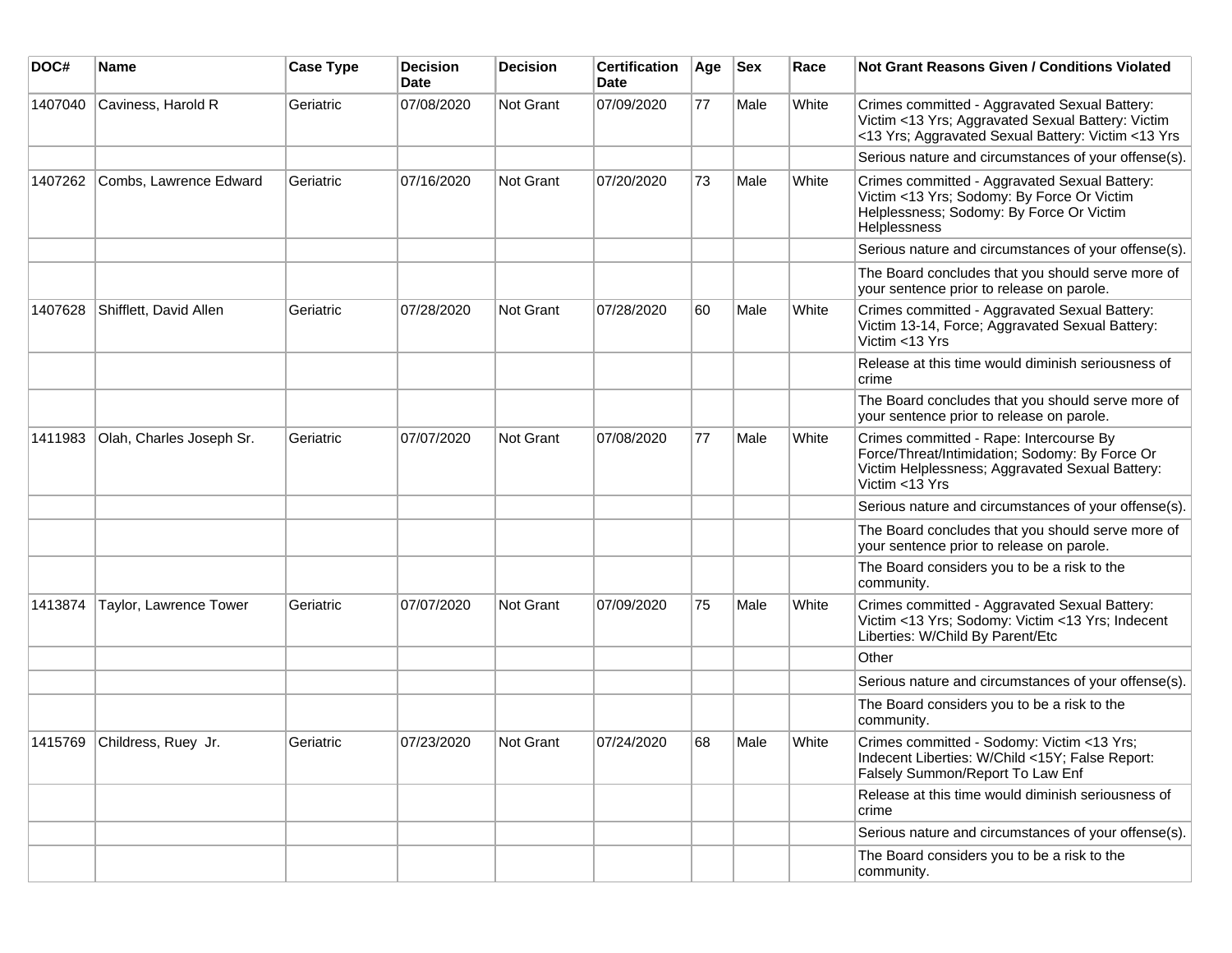| DOC# | Name | Case Type | Decision Date | Decision | Certification Date | Age | Sex | Race | Not Grant Reasons Given / Conditions Violated |
|---|---|---|---|---|---|---|---|---|---|
| 1407040 | Caviness, Harold R | Geriatric | 07/08/2020 | Not Grant | 07/09/2020 | 77 | Male | White | Crimes committed - Aggravated Sexual Battery: Victim <13 Yrs; Aggravated Sexual Battery: Victim <13 Yrs; Aggravated Sexual Battery: Victim <13 Yrs |
| | | | | | | | | | Serious nature and circumstances of your offense(s). |
| 1407262 | Combs, Lawrence Edward | Geriatric | 07/16/2020 | Not Grant | 07/20/2020 | 73 | Male | White | Crimes committed - Aggravated Sexual Battery: Victim <13 Yrs; Sodomy: By Force Or Victim Helplessness; Sodomy: By Force Or Victim Helplessness |
| | | | | | | | | | Serious nature and circumstances of your offense(s). |
| | | | | | | | | | The Board concludes that you should serve more of your sentence prior to release on parole. |
| 1407628 | Shifflett, David Allen | Geriatric | 07/28/2020 | Not Grant | 07/28/2020 | 60 | Male | White | Crimes committed - Aggravated Sexual Battery: Victim 13-14, Force; Aggravated Sexual Battery: Victim <13 Yrs |
| | | | | | | | | | Release at this time would diminish seriousness of crime |
| | | | | | | | | | The Board concludes that you should serve more of your sentence prior to release on parole. |
| 1411983 | Olah, Charles Joseph Sr. | Geriatric | 07/07/2020 | Not Grant | 07/08/2020 | 77 | Male | White | Crimes committed - Rape: Intercourse By Force/Threat/Intimidation; Sodomy: By Force Or Victim Helplessness; Aggravated Sexual Battery: Victim <13 Yrs |
| | | | | | | | | | Serious nature and circumstances of your offense(s). |
| | | | | | | | | | The Board concludes that you should serve more of your sentence prior to release on parole. |
| | | | | | | | | | The Board considers you to be a risk to the community. |
| 1413874 | Taylor, Lawrence Tower | Geriatric | 07/07/2020 | Not Grant | 07/09/2020 | 75 | Male | White | Crimes committed - Aggravated Sexual Battery: Victim <13 Yrs; Sodomy: Victim <13 Yrs; Indecent Liberties: W/Child By Parent/Etc |
| | | | | | | | | | Other |
| | | | | | | | | | Serious nature and circumstances of your offense(s). |
| | | | | | | | | | The Board considers you to be a risk to the community. |
| 1415769 | Childress, Ruey Jr. | Geriatric | 07/23/2020 | Not Grant | 07/24/2020 | 68 | Male | White | Crimes committed - Sodomy: Victim <13 Yrs; Indecent Liberties: W/Child <15Y; False Report: Falsely Summon/Report To Law Enf |
| | | | | | | | | | Release at this time would diminish seriousness of crime |
| | | | | | | | | | Serious nature and circumstances of your offense(s). |
| | | | | | | | | | The Board considers you to be a risk to the community. |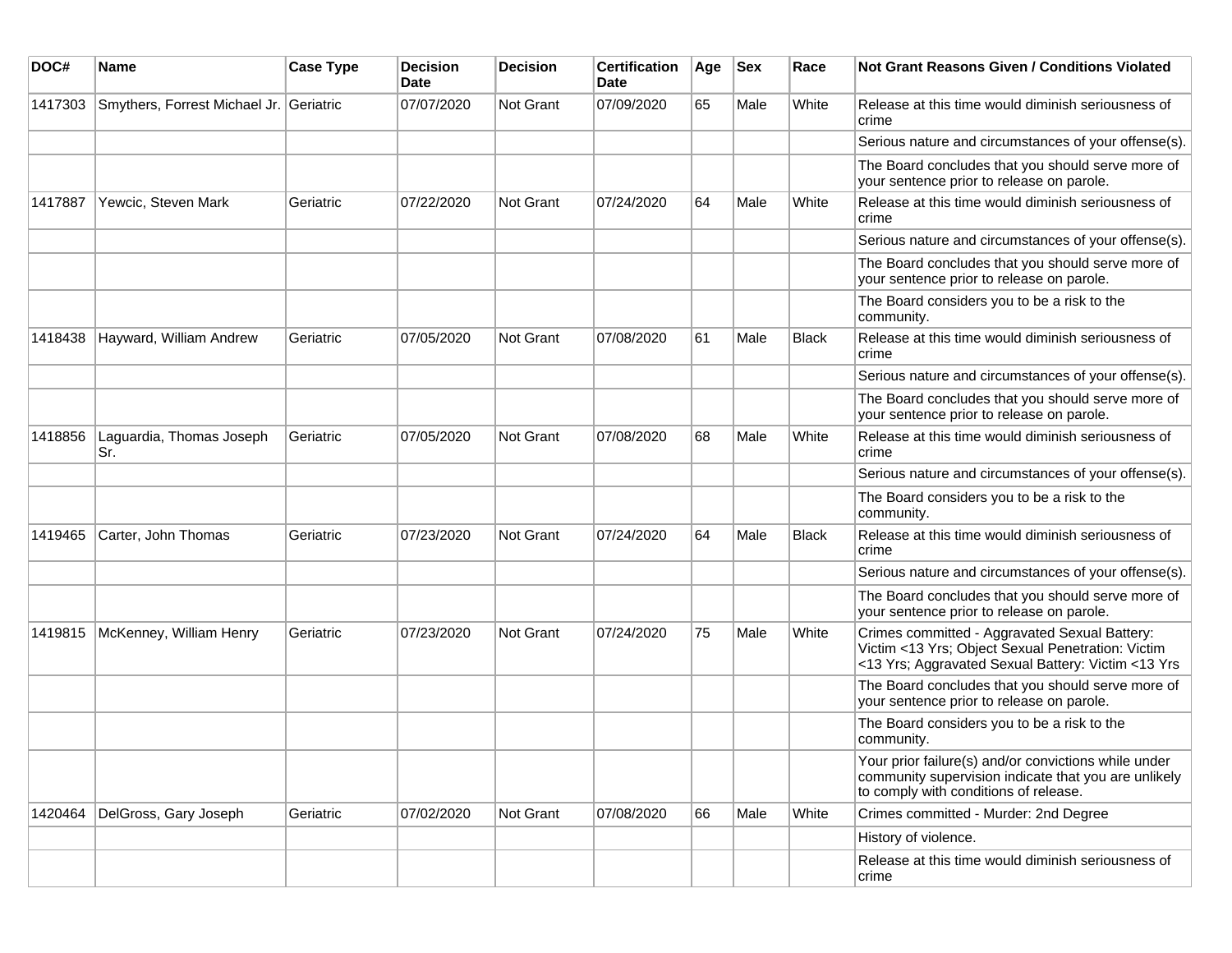| DOC# | Name | Case Type | Decision Date | Decision | Certification Date | Age | Sex | Race | Not Grant Reasons Given / Conditions Violated |
|---|---|---|---|---|---|---|---|---|---|
| 1417303 | Smythers, Forrest Michael Jr. | Geriatric | 07/07/2020 | Not Grant | 07/09/2020 | 65 | Male | White | Release at this time would diminish seriousness of crime |
| | | | | | | | | | Serious nature and circumstances of your offense(s). |
| | | | | | | | | | The Board concludes that you should serve more of your sentence prior to release on parole. |
| 1417887 | Yewcic, Steven Mark | Geriatric | 07/22/2020 | Not Grant | 07/24/2020 | 64 | Male | White | Release at this time would diminish seriousness of crime |
| | | | | | | | | | Serious nature and circumstances of your offense(s). |
| | | | | | | | | | The Board concludes that you should serve more of your sentence prior to release on parole. |
| | | | | | | | | | The Board considers you to be a risk to the community. |
| 1418438 | Hayward, William Andrew | Geriatric | 07/05/2020 | Not Grant | 07/08/2020 | 61 | Male | Black | Release at this time would diminish seriousness of crime |
| | | | | | | | | | Serious nature and circumstances of your offense(s). |
| | | | | | | | | | The Board concludes that you should serve more of your sentence prior to release on parole. |
| 1418856 | Laguardia, Thomas Joseph Sr. | Geriatric | 07/05/2020 | Not Grant | 07/08/2020 | 68 | Male | White | Release at this time would diminish seriousness of crime |
| | | | | | | | | | Serious nature and circumstances of your offense(s). |
| | | | | | | | | | The Board considers you to be a risk to the community. |
| 1419465 | Carter, John Thomas | Geriatric | 07/23/2020 | Not Grant | 07/24/2020 | 64 | Male | Black | Release at this time would diminish seriousness of crime |
| | | | | | | | | | Serious nature and circumstances of your offense(s). |
| | | | | | | | | | The Board concludes that you should serve more of your sentence prior to release on parole. |
| 1419815 | McKenney, William Henry | Geriatric | 07/23/2020 | Not Grant | 07/24/2020 | 75 | Male | White | Crimes committed - Aggravated Sexual Battery: Victim <13 Yrs; Object Sexual Penetration: Victim <13 Yrs; Aggravated Sexual Battery: Victim <13 Yrs |
| | | | | | | | | | The Board concludes that you should serve more of your sentence prior to release on parole. |
| | | | | | | | | | The Board considers you to be a risk to the community. |
| | | | | | | | | | Your prior failure(s) and/or convictions while under community supervision indicate that you are unlikely to comply with conditions of release. |
| 1420464 | DelGross, Gary Joseph | Geriatric | 07/02/2020 | Not Grant | 07/08/2020 | 66 | Male | White | Crimes committed - Murder: 2nd Degree |
| | | | | | | | | | History of violence. |
| | | | | | | | | | Release at this time would diminish seriousness of crime |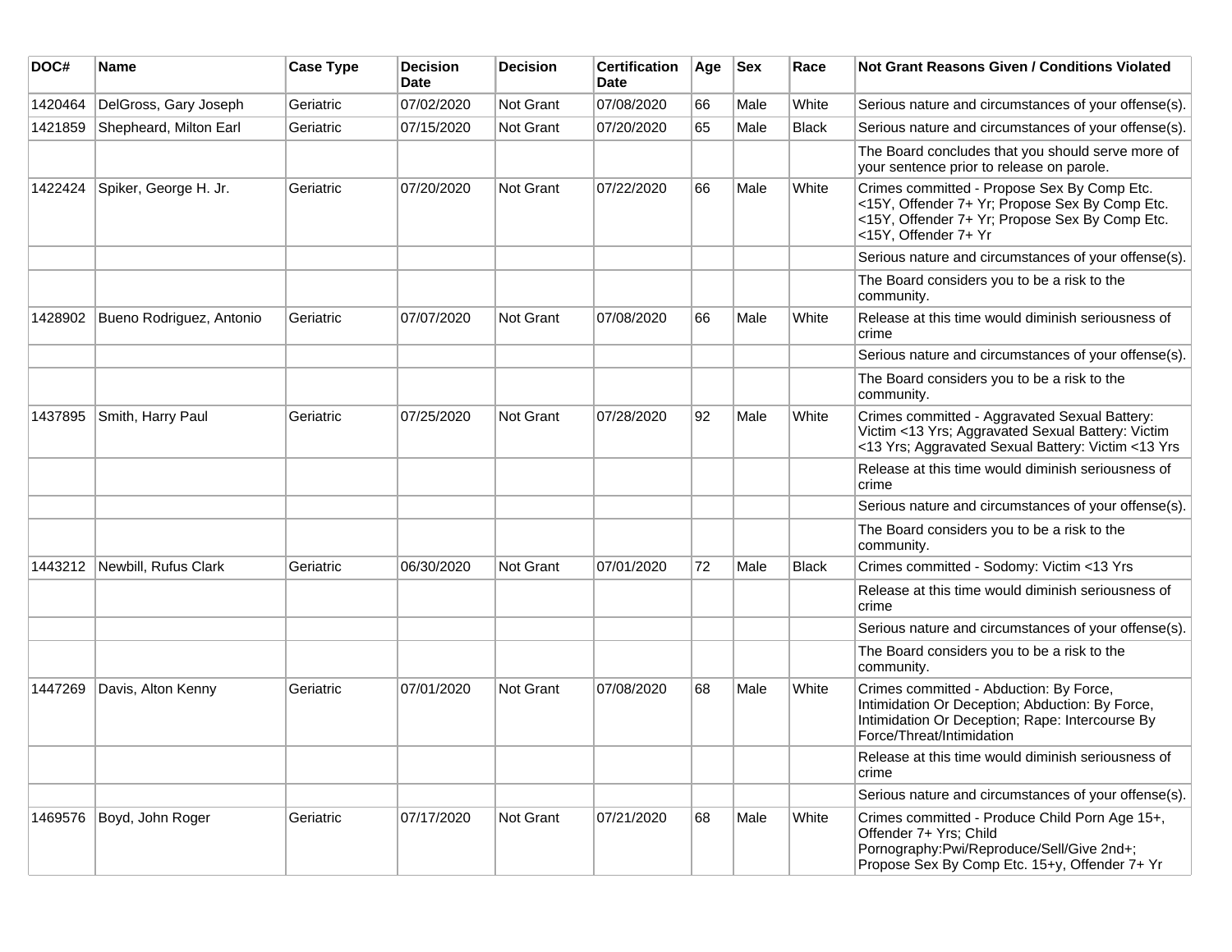| DOC# | Name | Case Type | Decision Date | Decision | Certification Date | Age | Sex | Race | Not Grant Reasons Given / Conditions Violated |
|---|---|---|---|---|---|---|---|---|---|
| 1420464 | DelGross, Gary Joseph | Geriatric | 07/02/2020 | Not Grant | 07/08/2020 | 66 | Male | White | Serious nature and circumstances of your offense(s). |
| 1421859 | Shepheard, Milton Earl | Geriatric | 07/15/2020 | Not Grant | 07/20/2020 | 65 | Male | Black | Serious nature and circumstances of your offense(s). |
| | | | | | | | | | The Board concludes that you should serve more of your sentence prior to release on parole. |
| 1422424 | Spiker, George H. Jr. | Geriatric | 07/20/2020 | Not Grant | 07/22/2020 | 66 | Male | White | Crimes committed - Propose Sex By Comp Etc. <15Y, Offender 7+ Yr; Propose Sex By Comp Etc. <15Y, Offender 7+ Yr; Propose Sex By Comp Etc. <15Y, Offender 7+ Yr |
| | | | | | | | | | Serious nature and circumstances of your offense(s). |
| | | | | | | | | | The Board considers you to be a risk to the community. |
| 1428902 | Bueno Rodriguez, Antonio | Geriatric | 07/07/2020 | Not Grant | 07/08/2020 | 66 | Male | White | Release at this time would diminish seriousness of crime |
| | | | | | | | | | Serious nature and circumstances of your offense(s). |
| | | | | | | | | | The Board considers you to be a risk to the community. |
| 1437895 | Smith, Harry Paul | Geriatric | 07/25/2020 | Not Grant | 07/28/2020 | 92 | Male | White | Crimes committed - Aggravated Sexual Battery: Victim <13 Yrs; Aggravated Sexual Battery: Victim <13 Yrs; Aggravated Sexual Battery: Victim <13 Yrs |
| | | | | | | | | | Release at this time would diminish seriousness of crime |
| | | | | | | | | | Serious nature and circumstances of your offense(s). |
| | | | | | | | | | The Board considers you to be a risk to the community. |
| 1443212 | Newbill, Rufus Clark | Geriatric | 06/30/2020 | Not Grant | 07/01/2020 | 72 | Male | Black | Crimes committed - Sodomy: Victim <13 Yrs |
| | | | | | | | | | Release at this time would diminish seriousness of crime |
| | | | | | | | | | Serious nature and circumstances of your offense(s). |
| | | | | | | | | | The Board considers you to be a risk to the community. |
| 1447269 | Davis, Alton Kenny | Geriatric | 07/01/2020 | Not Grant | 07/08/2020 | 68 | Male | White | Crimes committed - Abduction: By Force, Intimidation Or Deception; Abduction: By Force, Intimidation Or Deception; Rape: Intercourse By Force/Threat/Intimidation |
| | | | | | | | | | Release at this time would diminish seriousness of crime |
| | | | | | | | | | Serious nature and circumstances of your offense(s). |
| 1469576 | Boyd, John Roger | Geriatric | 07/17/2020 | Not Grant | 07/21/2020 | 68 | Male | White | Crimes committed - Produce Child Porn Age 15+, Offender 7+ Yrs; Child Pornography:Pwi/Reproduce/Sell/Give 2nd+; Propose Sex By Comp Etc. 15+y, Offender 7+ Yr |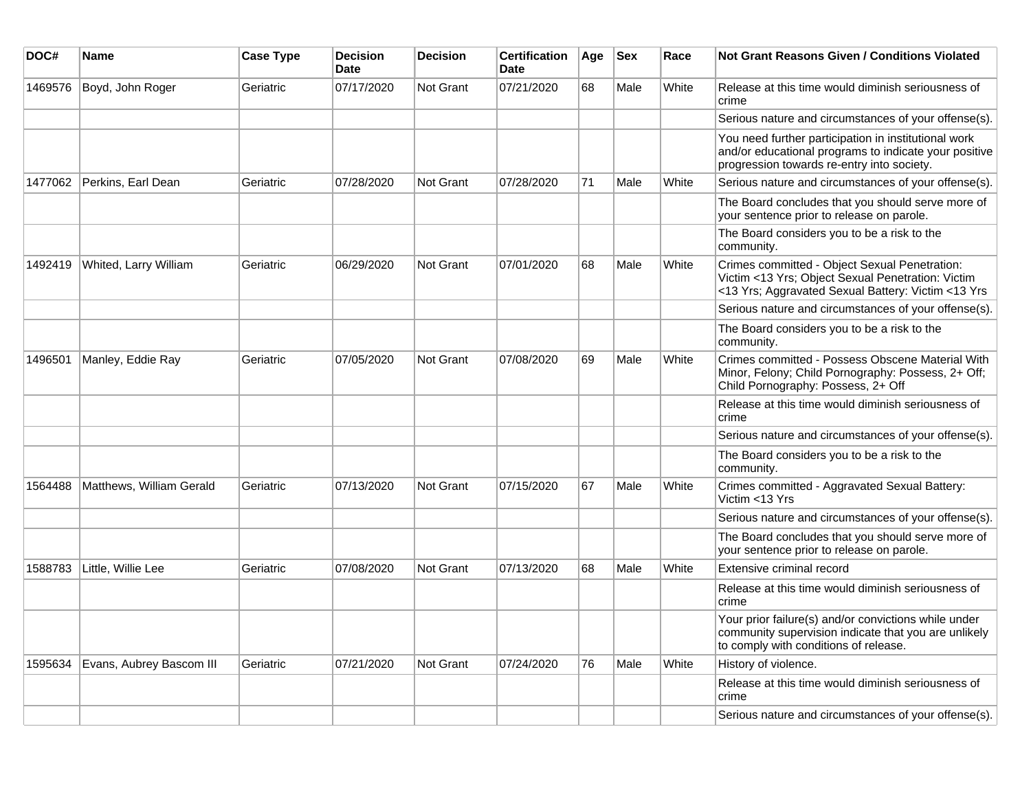| DOC# | Name | Case Type | Decision Date | Decision | Certification Date | Age | Sex | Race | Not Grant Reasons Given / Conditions Violated |
|---|---|---|---|---|---|---|---|---|---|
| 1469576 | Boyd, John Roger | Geriatric | 07/17/2020 | Not Grant | 07/21/2020 | 68 | Male | White | Release at this time would diminish seriousness of crime |
| | | | | | | | | | Serious nature and circumstances of your offense(s). |
| | | | | | | | | | You need further participation in institutional work and/or educational programs to indicate your positive progression towards re-entry into society. |
| 1477062 | Perkins, Earl Dean | Geriatric | 07/28/2020 | Not Grant | 07/28/2020 | 71 | Male | White | Serious nature and circumstances of your offense(s). |
| | | | | | | | | | The Board concludes that you should serve more of your sentence prior to release on parole. |
| | | | | | | | | | The Board considers you to be a risk to the community. |
| 1492419 | Whited, Larry William | Geriatric | 06/29/2020 | Not Grant | 07/01/2020 | 68 | Male | White | Crimes committed - Object Sexual Penetration: Victim <13 Yrs; Object Sexual Penetration: Victim <13 Yrs; Aggravated Sexual Battery: Victim <13 Yrs |
| | | | | | | | | | Serious nature and circumstances of your offense(s). |
| | | | | | | | | | The Board considers you to be a risk to the community. |
| 1496501 | Manley, Eddie Ray | Geriatric | 07/05/2020 | Not Grant | 07/08/2020 | 69 | Male | White | Crimes committed - Possess Obscene Material With Minor, Felony; Child Pornography: Possess, 2+ Off; Child Pornography: Possess, 2+ Off |
| | | | | | | | | | Release at this time would diminish seriousness of crime |
| | | | | | | | | | Serious nature and circumstances of your offense(s). |
| | | | | | | | | | The Board considers you to be a risk to the community. |
| 1564488 | Matthews, William Gerald | Geriatric | 07/13/2020 | Not Grant | 07/15/2020 | 67 | Male | White | Crimes committed - Aggravated Sexual Battery: Victim <13 Yrs |
| | | | | | | | | | Serious nature and circumstances of your offense(s). |
| | | | | | | | | | The Board concludes that you should serve more of your sentence prior to release on parole. |
| 1588783 | Little, Willie Lee | Geriatric | 07/08/2020 | Not Grant | 07/13/2020 | 68 | Male | White | Extensive criminal record |
| | | | | | | | | | Release at this time would diminish seriousness of crime |
| | | | | | | | | | Your prior failure(s) and/or convictions while under community supervision indicate that you are unlikely to comply with conditions of release. |
| 1595634 | Evans, Aubrey Bascom III | Geriatric | 07/21/2020 | Not Grant | 07/24/2020 | 76 | Male | White | History of violence. |
| | | | | | | | | | Release at this time would diminish seriousness of crime |
| | | | | | | | | | Serious nature and circumstances of your offense(s). |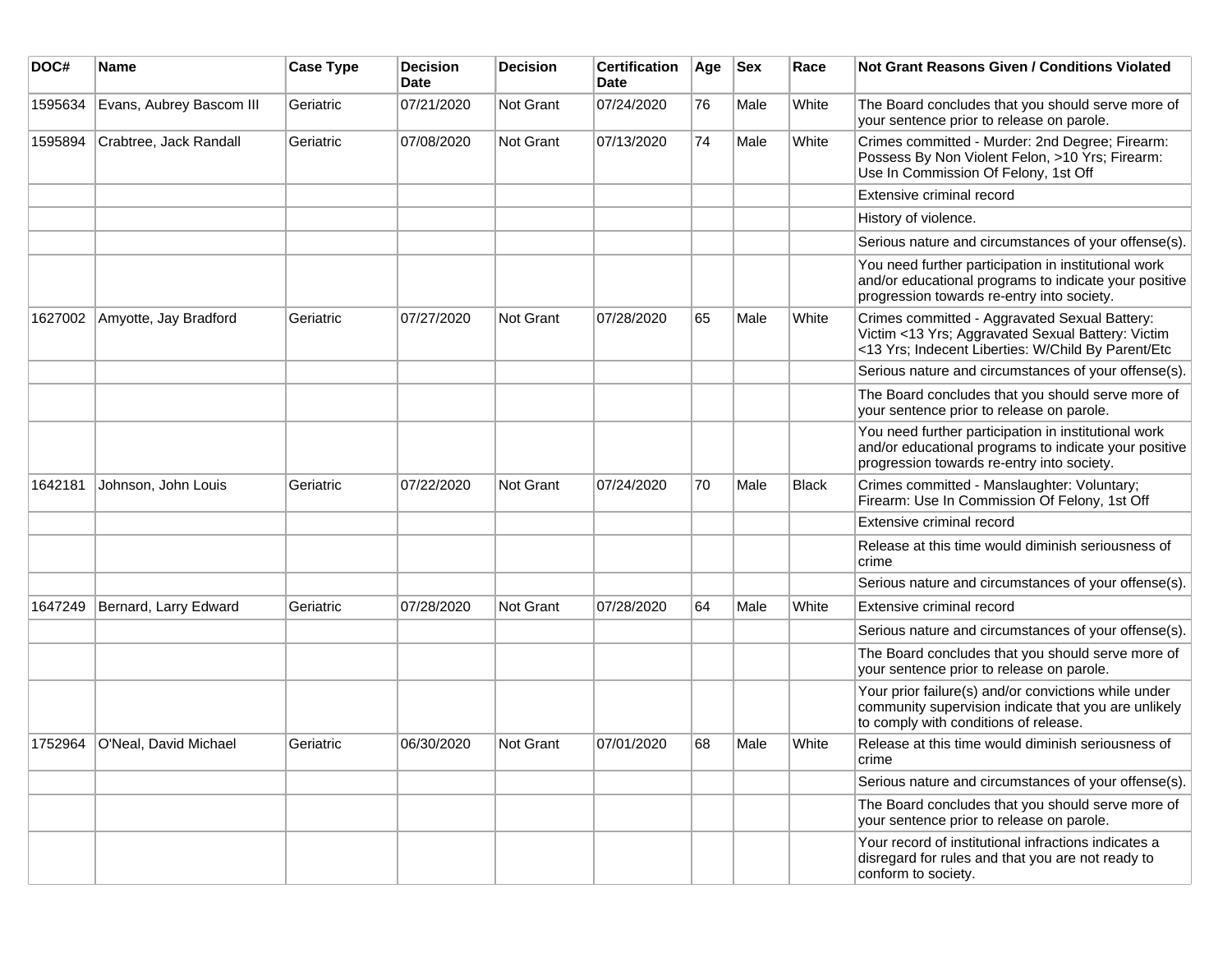| DOC# | Name | Case Type | Decision Date | Decision | Certification Date | Age | Sex | Race | Not Grant Reasons Given / Conditions Violated |
|---|---|---|---|---|---|---|---|---|---|
| 1595634 | Evans, Aubrey Bascom III | Geriatric | 07/21/2020 | Not Grant | 07/24/2020 | 76 | Male | White | The Board concludes that you should serve more of your sentence prior to release on parole. |
| 1595894 | Crabtree, Jack Randall | Geriatric | 07/08/2020 | Not Grant | 07/13/2020 | 74 | Male | White | Crimes committed - Murder: 2nd Degree; Firearm: Possess By Non Violent Felon, >10 Yrs; Firearm: Use In Commission Of Felony, 1st Off |
| | | | | | | | | | Extensive criminal record |
| | | | | | | | | | History of violence. |
| | | | | | | | | | Serious nature and circumstances of your offense(s). |
| | | | | | | | | | You need further participation in institutional work and/or educational programs to indicate your positive progression towards re-entry into society. |
| 1627002 | Amyotte, Jay Bradford | Geriatric | 07/27/2020 | Not Grant | 07/28/2020 | 65 | Male | White | Crimes committed - Aggravated Sexual Battery: Victim <13 Yrs; Aggravated Sexual Battery: Victim <13 Yrs; Indecent Liberties: W/Child By Parent/Etc |
| | | | | | | | | | Serious nature and circumstances of your offense(s). |
| | | | | | | | | | The Board concludes that you should serve more of your sentence prior to release on parole. |
| | | | | | | | | | You need further participation in institutional work and/or educational programs to indicate your positive progression towards re-entry into society. |
| 1642181 | Johnson, John Louis | Geriatric | 07/22/2020 | Not Grant | 07/24/2020 | 70 | Male | Black | Crimes committed - Manslaughter: Voluntary; Firearm: Use In Commission Of Felony, 1st Off |
| | | | | | | | | | Extensive criminal record |
| | | | | | | | | | Release at this time would diminish seriousness of crime |
| | | | | | | | | | Serious nature and circumstances of your offense(s). |
| 1647249 | Bernard, Larry Edward | Geriatric | 07/28/2020 | Not Grant | 07/28/2020 | 64 | Male | White | Extensive criminal record |
| | | | | | | | | | Serious nature and circumstances of your offense(s). |
| | | | | | | | | | The Board concludes that you should serve more of your sentence prior to release on parole. |
| | | | | | | | | | Your prior failure(s) and/or convictions while under community supervision indicate that you are unlikely to comply with conditions of release. |
| 1752964 | O'Neal, David Michael | Geriatric | 06/30/2020 | Not Grant | 07/01/2020 | 68 | Male | White | Release at this time would diminish seriousness of crime |
| | | | | | | | | | Serious nature and circumstances of your offense(s). |
| | | | | | | | | | The Board concludes that you should serve more of your sentence prior to release on parole. |
| | | | | | | | | | Your record of institutional infractions indicates a disregard for rules and that you are not ready to conform to society. |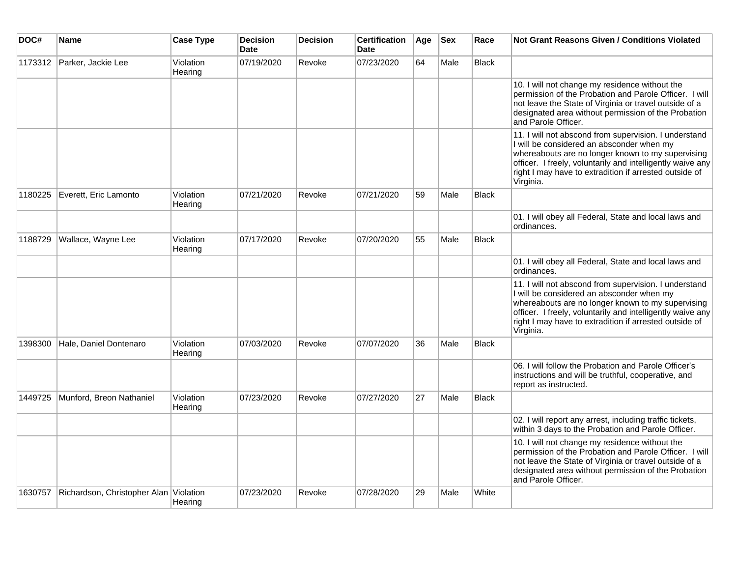| DOC# | Name | Case Type | Decision Date | Decision | Certification Date | Age | Sex | Race | Not Grant Reasons Given / Conditions Violated |
|---|---|---|---|---|---|---|---|---|---|
| 1173312 | Parker, Jackie Lee | Violation Hearing | 07/19/2020 | Revoke | 07/23/2020 | 64 | Male | Black | |
| | | | | | | | | | 10. I will not change my residence without the permission of the Probation and Parole Officer. I will not leave the State of Virginia or travel outside of a designated area without permission of the Probation and Parole Officer. |
| | | | | | | | | | 11. I will not abscond from supervision. I understand I will be considered an absconder when my whereabouts are no longer known to my supervising officer. I freely, voluntarily and intelligently waive any right I may have to extradition if arrested outside of Virginia. |
| 1180225 | Everett, Eric Lamonto | Violation Hearing | 07/21/2020 | Revoke | 07/21/2020 | 59 | Male | Black | |
| | | | | | | | | | 01. I will obey all Federal, State and local laws and ordinances. |
| 1188729 | Wallace, Wayne Lee | Violation Hearing | 07/17/2020 | Revoke | 07/20/2020 | 55 | Male | Black | |
| | | | | | | | | | 01. I will obey all Federal, State and local laws and ordinances. |
| | | | | | | | | | 11. I will not abscond from supervision. I understand I will be considered an absconder when my whereabouts are no longer known to my supervising officer. I freely, voluntarily and intelligently waive any right I may have to extradition if arrested outside of Virginia. |
| 1398300 | Hale, Daniel Dontenaro | Violation Hearing | 07/03/2020 | Revoke | 07/07/2020 | 36 | Male | Black | |
| | | | | | | | | | 06. I will follow the Probation and Parole Officer's instructions and will be truthful, cooperative, and report as instructed. |
| 1449725 | Munford, Breon Nathaniel | Violation Hearing | 07/23/2020 | Revoke | 07/27/2020 | 27 | Male | Black | |
| | | | | | | | | | 02. I will report any arrest, including traffic tickets, within 3 days to the Probation and Parole Officer. |
| | | | | | | | | | 10. I will not change my residence without the permission of the Probation and Parole Officer. I will not leave the State of Virginia or travel outside of a designated area without permission of the Probation and Parole Officer. |
| 1630757 | Richardson, Christopher Alan | Violation Hearing | 07/23/2020 | Revoke | 07/28/2020 | 29 | Male | White | |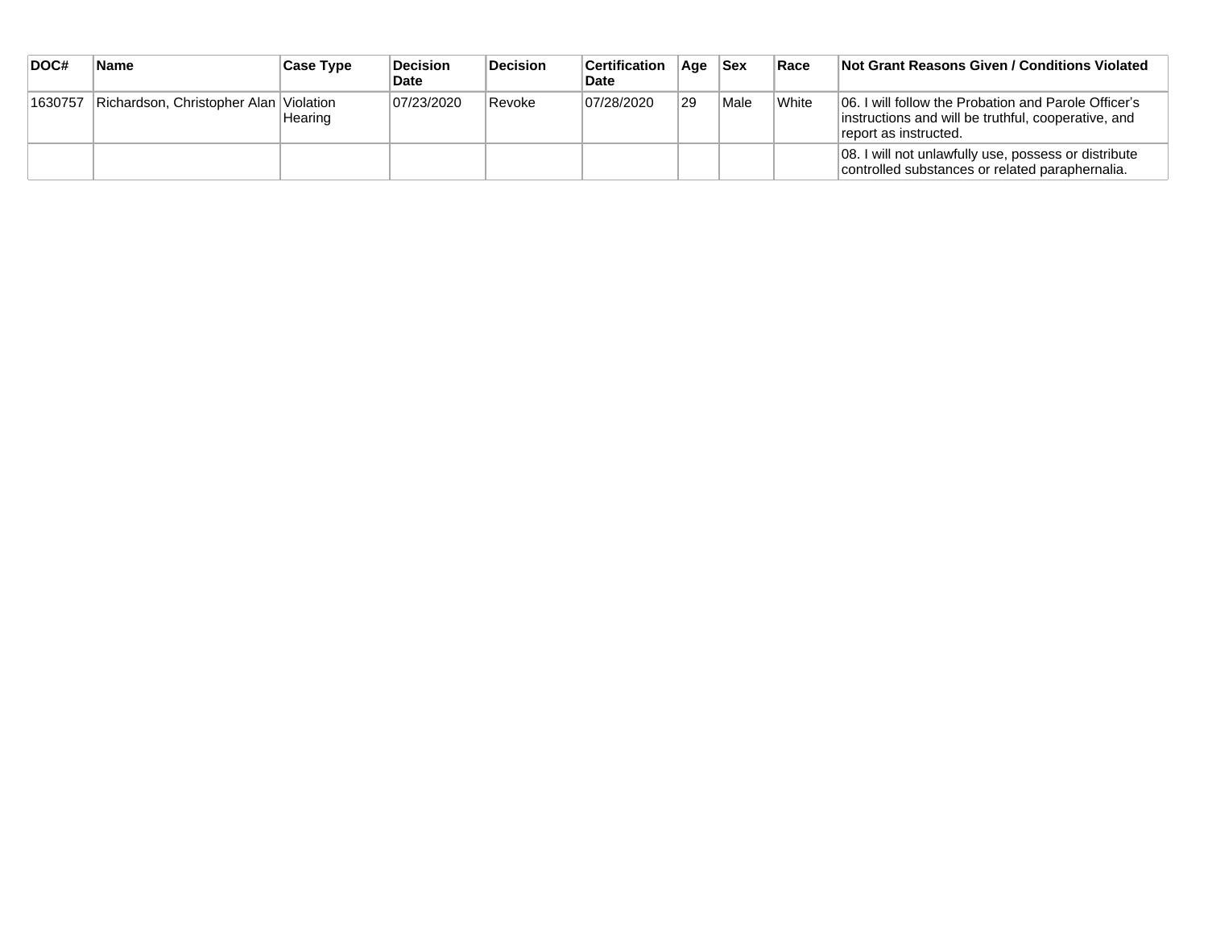| DOC# | Name | Case Type | Decision Date | Decision | Certification Date | Age | Sex | Race | Not Grant Reasons Given / Conditions Violated |
|---|---|---|---|---|---|---|---|---|---|
| 1630757 | Richardson, Christopher Alan | Violation Hearing | 07/23/2020 | Revoke | 07/28/2020 | 29 | Male | White | 06. I will follow the Probation and Parole Officer's instructions and will be truthful, cooperative, and report as instructed. |
| | | | | | | | | | 08. I will not unlawfully use, possess or distribute controlled substances or related paraphernalia. |